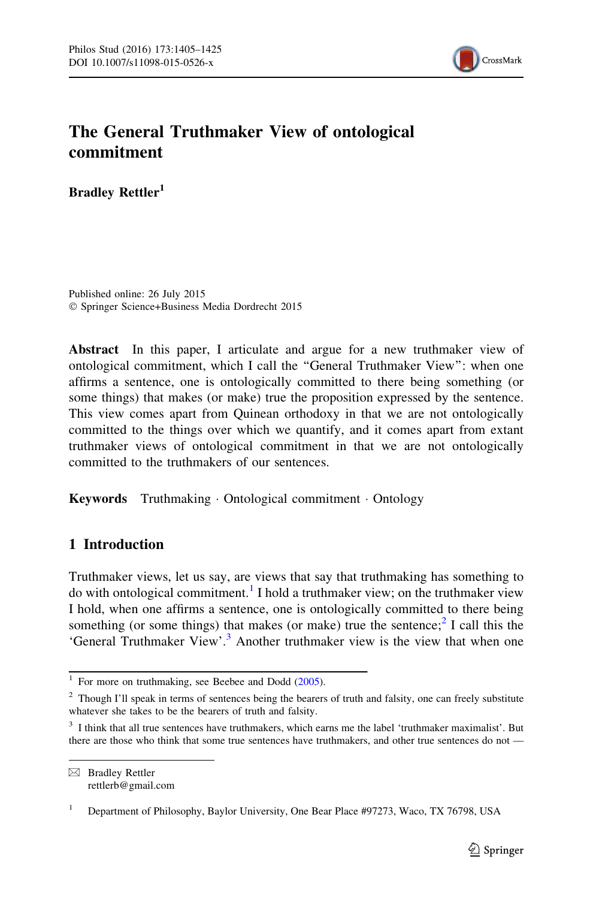# The General Truthmaker View of ontological commitment

**Bradley Rettler[1]**

Published online: 26 July 2015
© Springer Science+Business Media Dordrecht 2015

**Abstract** In this paper, I articulate and argue for a new truthmaker view of ontological commitment, which I call the "General Truthmaker View": when one affirms a sentence, one is ontologically committed to there being something (or some things) that makes (or make) true the proposition expressed by the sentence. This view comes apart from Quinean orthodoxy in that we are not ontologically committed to the things over which we quantify, and it comes apart from extant truthmaker views of ontological commitment in that we are not ontologically committed to the truthmakers of our sentences.

**Keywords** Truthmaking · Ontological commitment · Ontology

## 1 Introduction

Truthmaker views, let us say, are views that say that truthmaking has something to do with ontological commitment.[1] I hold a truthmaker view; on the truthmaker view I hold, when one affirms a sentence, one is ontologically committed to there being something (or some things) that makes (or make) true the sentence;[2] I call this the 'General Truthmaker View'.[3] Another truthmaker view is the view that when one

---

[1] For more on truthmaking, see Beebee and Dodd (2005).

[2] Though I'll speak in terms of sentences being the bearers of truth and falsity, one can freely substitute whatever she takes to be the bearers of truth and falsity.

[3] I think that all true sentences have truthmakers, which earns me the label 'truthmaker maximalist'. But there are those who think that some true sentences have truthmakers, and other true sentences do not —

---

✉ Bradley Rettler
rettlerb@gmail.com

[1] Department of Philosophy, Baylor University, One Bear Place #97273, Waco, TX 76798, USA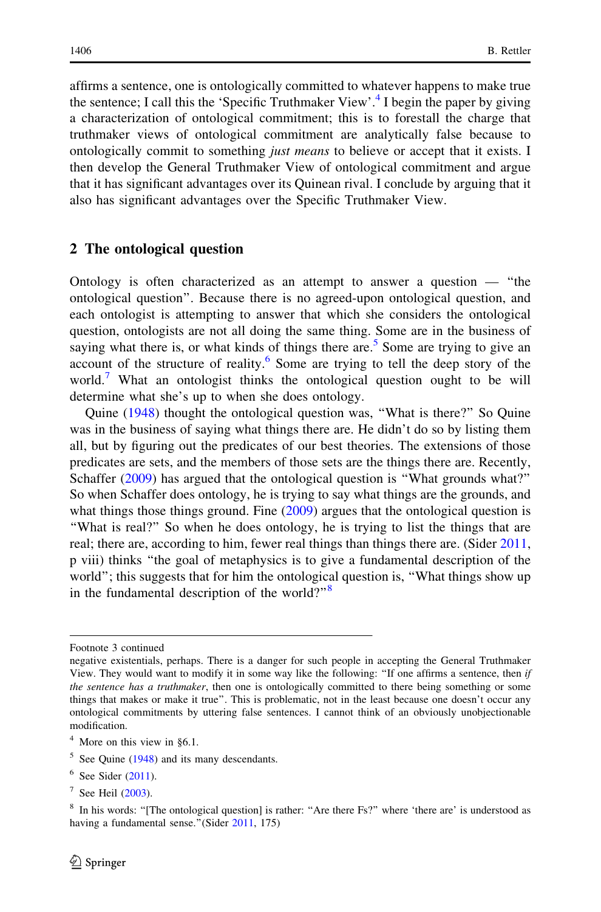affirms a sentence, one is ontologically committed to whatever happens to make true the sentence; I call this the 'Specific Truthmaker View'.[4] I begin the paper by giving a characterization of ontological commitment; this is to forestall the charge that truthmaker views of ontological commitment are analytically false because to ontologically commit to something *just means* to believe or accept that it exists. I then develop the General Truthmaker View of ontological commitment and argue that it has significant advantages over its Quinean rival. I conclude by arguing that it also has significant advantages over the Specific Truthmaker View.

## 2 The ontological question

Ontology is often characterized as an attempt to answer a question — "the ontological question". Because there is no agreed-upon ontological question, and each ontologist is attempting to answer that which she considers the ontological question, ontologists are not all doing the same thing. Some are in the business of saying what there is, or what kinds of things there are.[5] Some are trying to give an account of the structure of reality.[6] Some are trying to tell the deep story of the world.[7] What an ontologist thinks the ontological question ought to be will determine what she's up to when she does ontology.

Quine (1948) thought the ontological question was, "What is there?" So Quine was in the business of saying what things there are. He didn't do so by listing them all, but by figuring out the predicates of our best theories. The extensions of those predicates are sets, and the members of those sets are the things there are. Recently, Schaffer (2009) has argued that the ontological question is "What grounds what?" So when Schaffer does ontology, he is trying to say what things are the grounds, and what things those things ground. Fine (2009) argues that the ontological question is "What is real?" So when he does ontology, he is trying to list the things that are real; there are, according to him, fewer real things than things there are. (Sider 2011, p viii) thinks "the goal of metaphysics is to give a fundamental description of the world"; this suggests that for him the ontological question is, "What things show up in the fundamental description of the world?"[8]

---

Footnote 3 continued

negative existentials, perhaps. There is a danger for such people in accepting the General Truthmaker View. They would want to modify it in some way like the following: "If one affirms a sentence, then *if the sentence has a truthmaker*, then one is ontologically committed to there being something or some things that makes or make it true". This is problematic, not in the least because one doesn't occur any ontological commitments by uttering false sentences. I cannot think of an obviously unobjectionable modification.

[4] More on this view in §6.1.

[5] See Quine (1948) and its many descendants.

[6] See Sider (2011).

[7] See Heil (2003).

[8] In his words: "[The ontological question] is rather: "Are there Fs?" where 'there are' is understood as having a fundamental sense."(Sider 2011, 175)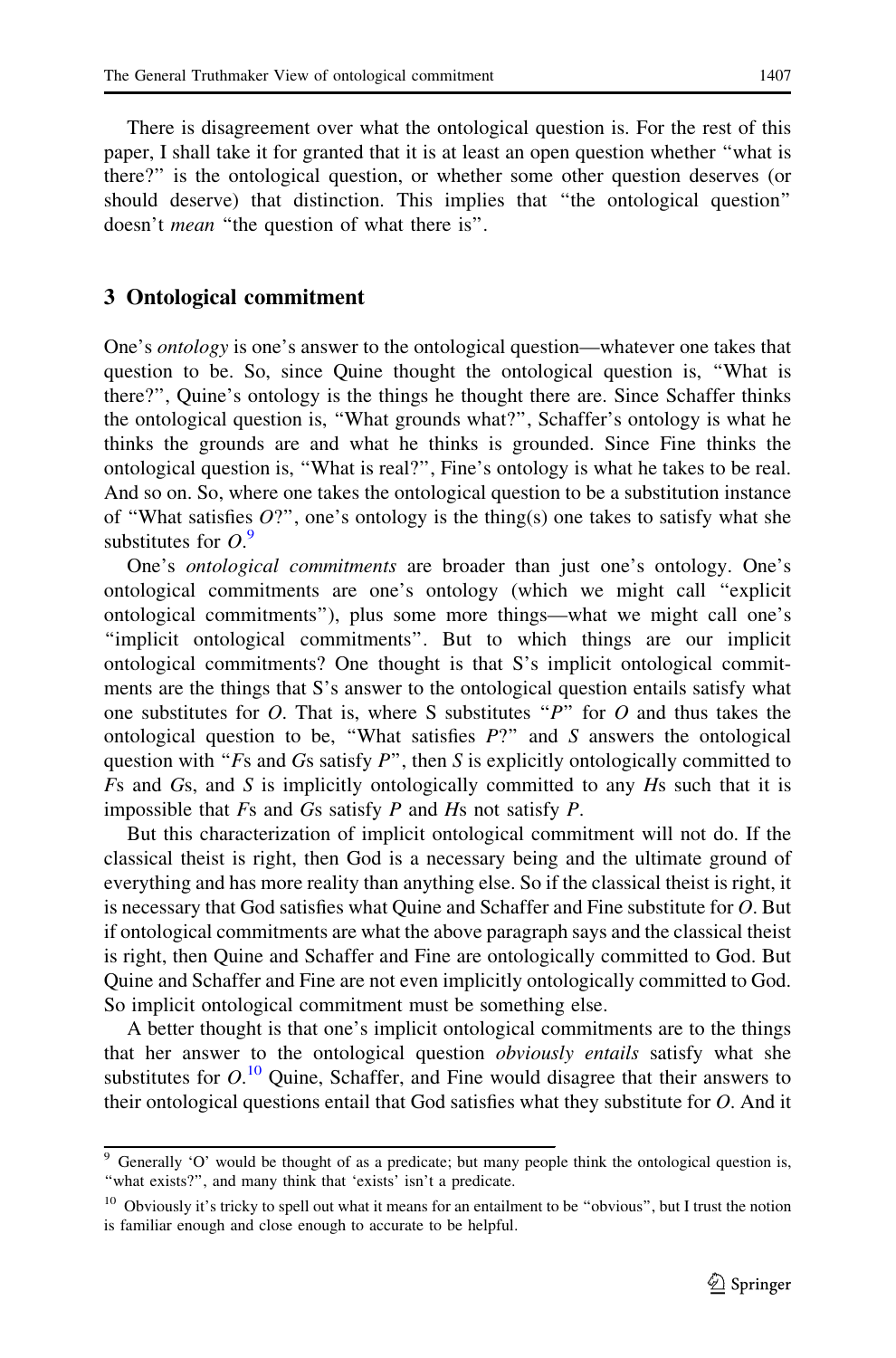There is disagreement over what the ontological question is. For the rest of this paper, I shall take it for granted that it is at least an open question whether "what is there?" is the ontological question, or whether some other question deserves (or should deserve) that distinction. This implies that "the ontological question" doesn't *mean* "the question of what there is".

## 3 Ontological commitment

One's *ontology* is one's answer to the ontological question—whatever one takes that question to be. So, since Quine thought the ontological question is, "What is there?", Quine's ontology is the things he thought there are. Since Schaffer thinks the ontological question is, "What grounds what?", Schaffer's ontology is what he thinks the grounds are and what he thinks is grounded. Since Fine thinks the ontological question is, "What is real?", Fine's ontology is what he takes to be real. And so on. So, where one takes the ontological question to be a substitution instance of "What satisfies $O$?", one's ontology is the thing(s) one takes to satisfy what she substitutes for $O$.[9]

One's *ontological commitments* are broader than just one's ontology. One's ontological commitments are one's ontology (which we might call "explicit ontological commitments"), plus some more things—what we might call one's "implicit ontological commitments". But to which things are our implicit ontological commitments? One thought is that S's implicit ontological commitments are the things that S's answer to the ontological question entails satisfy what one substitutes for $O$. That is, where S substitutes "$P$" for $O$ and thus takes the ontological question to be, "What satisfies $P$?" and $S$ answers the ontological question with "$F$s and $G$s satisfy $P$", then $S$ is explicitly ontologically committed to $F$s and $G$s, and $S$ is implicitly ontologically committed to any $H$s such that it is impossible that $F$s and $G$s satisfy $P$ and $H$s not satisfy $P$.

But this characterization of implicit ontological commitment will not do. If the classical theist is right, then God is a necessary being and the ultimate ground of everything and has more reality than anything else. So if the classical theist is right, it is necessary that God satisfies what Quine and Schaffer and Fine substitute for $O$. But if ontological commitments are what the above paragraph says and the classical theist is right, then Quine and Schaffer and Fine are ontologically committed to God. But Quine and Schaffer and Fine are not even implicitly ontologically committed to God. So implicit ontological commitment must be something else.

A better thought is that one's implicit ontological commitments are to the things that her answer to the ontological question *obviously entails* satisfy what she substitutes for $O$.[10] Quine, Schaffer, and Fine would disagree that their answers to their ontological questions entail that God satisfies what they substitute for $O$. And it

[9] Generally 'O' would be thought of as a predicate; but many people think the ontological question is, "what exists?", and many think that 'exists' isn't a predicate.

[10] Obviously it's tricky to spell out what it means for an entailment to be "obvious", but I trust the notion is familiar enough and close enough to accurate to be helpful.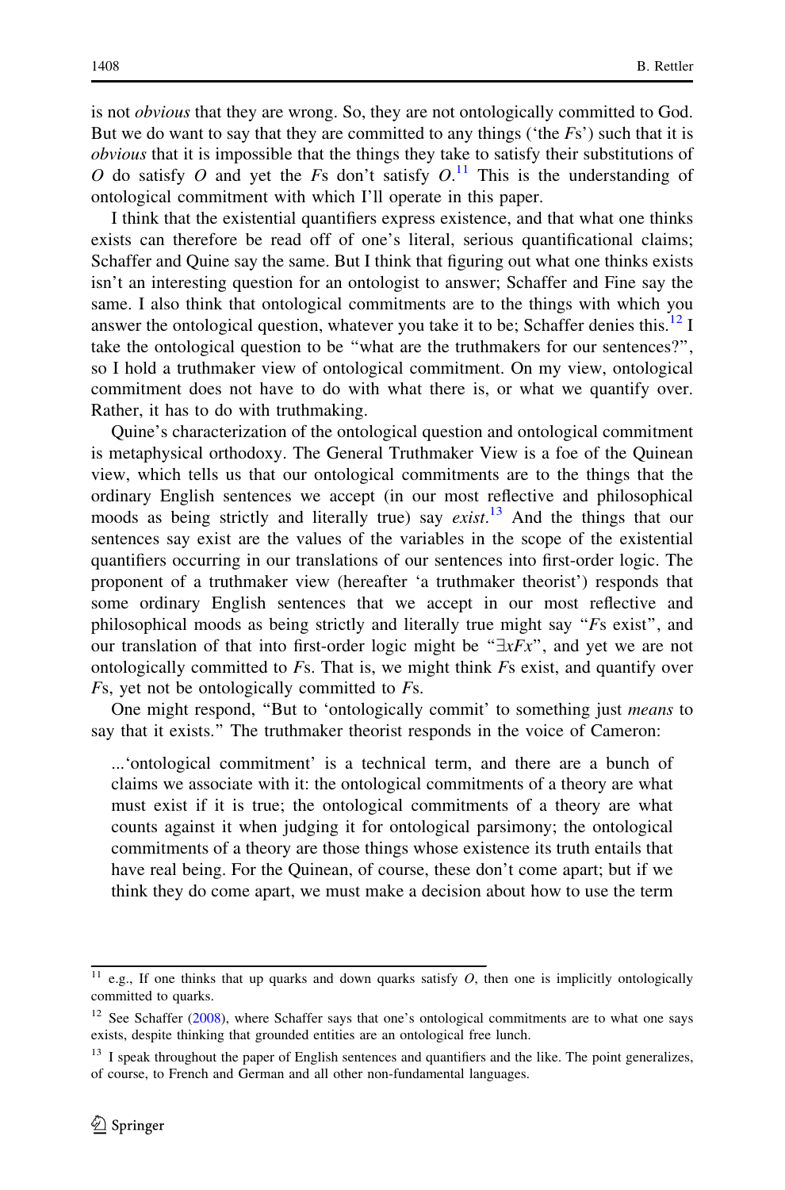is not *obvious* that they are wrong. So, they are not ontologically committed to God. But we do want to say that they are committed to any things ('the *F*s') such that it is *obvious* that it is impossible that the things they take to satisfy their substitutions of $O$ do satisfy $O$ and yet the *F*s don't satisfy $O$.[11] This is the understanding of ontological commitment with which I'll operate in this paper.

I think that the existential quantifiers express existence, and that what one thinks exists can therefore be read off of one's literal, serious quantificational claims; Schaffer and Quine say the same. But I think that figuring out what one thinks exists isn't an interesting question for an ontologist to answer; Schaffer and Fine say the same. I also think that ontological commitments are to the things with which you answer the ontological question, whatever you take it to be; Schaffer denies this.[12] I take the ontological question to be "what are the truthmakers for our sentences?", so I hold a truthmaker view of ontological commitment. On my view, ontological commitment does not have to do with what there is, or what we quantify over. Rather, it has to do with truthmaking.

Quine's characterization of the ontological question and ontological commitment is metaphysical orthodoxy. The General Truthmaker View is a foe of the Quinean view, which tells us that our ontological commitments are to the things that the ordinary English sentences we accept (in our most reflective and philosophical moods as being strictly and literally true) say *exist*.[13] And the things that our sentences say exist are the values of the variables in the scope of the existential quantifiers occurring in our translations of our sentences into first-order logic. The proponent of a truthmaker view (hereafter 'a truthmaker theorist') responds that some ordinary English sentences that we accept in our most reflective and philosophical moods as being strictly and literally true might say "*F*s exist", and our translation of that into first-order logic might be "$\exists xFx$", and yet we are not ontologically committed to *F*s. That is, we might think *F*s exist, and quantify over *F*s, yet not be ontologically committed to *F*s.

One might respond, "But to 'ontologically commit' to something just *means* to say that it exists." The truthmaker theorist responds in the voice of Cameron:

> ...'ontological commitment' is a technical term, and there are a bunch of claims we associate with it: the ontological commitments of a theory are what must exist if it is true; the ontological commitments of a theory are what counts against it when judging it for ontological parsimony; the ontological commitments of a theory are those things whose existence its truth entails that have real being. For the Quinean, of course, these don't come apart; but if we think they do come apart, we must make a decision about how to use the term

---

[11] e.g., If one thinks that up quarks and down quarks satisfy $O$, then one is implicitly ontologically committed to quarks.

[12] See Schaffer (2008), where Schaffer says that one's ontological commitments are to what one says exists, despite thinking that grounded entities are an ontological free lunch.

[13] I speak throughout the paper of English sentences and quantifiers and the like. The point generalizes, of course, to French and German and all other non-fundamental languages.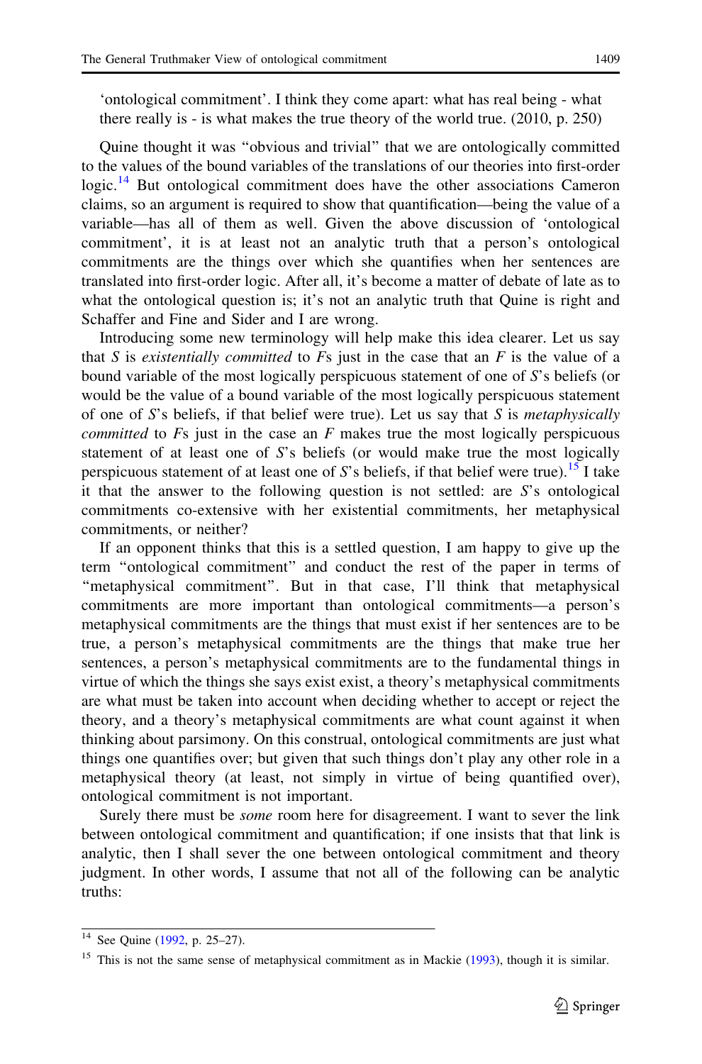'ontological commitment'. I think they come apart: what has real being - what there really is - is what makes the true theory of the world true. (2010, p. 250)

Quine thought it was "obvious and trivial" that we are ontologically committed to the values of the bound variables of the translations of our theories into first-order logic.[14] But ontological commitment does have the other associations Cameron claims, so an argument is required to show that quantification—being the value of a variable—has all of them as well. Given the above discussion of 'ontological commitment', it is at least not an analytic truth that a person's ontological commitments are the things over which she quantifies when her sentences are translated into first-order logic. After all, it's become a matter of debate of late as to what the ontological question is; it's not an analytic truth that Quine is right and Schaffer and Fine and Sider and I are wrong.

Introducing some new terminology will help make this idea clearer. Let us say that *S* is *existentially committed* to *F*s just in the case that an *F* is the value of a bound variable of the most logically perspicuous statement of one of *S*'s beliefs (or would be the value of a bound variable of the most logically perspicuous statement of one of *S*'s beliefs, if that belief were true). Let us say that *S* is *metaphysically committed* to *F*s just in the case an *F* makes true the most logically perspicuous statement of at least one of *S*'s beliefs (or would make true the most logically perspicuous statement of at least one of *S*'s beliefs, if that belief were true).[15] I take it that the answer to the following question is not settled: are *S*'s ontological commitments co-extensive with her existential commitments, her metaphysical commitments, or neither?

If an opponent thinks that this is a settled question, I am happy to give up the term "ontological commitment" and conduct the rest of the paper in terms of "metaphysical commitment". But in that case, I'll think that metaphysical commitments are more important than ontological commitments—a person's metaphysical commitments are the things that must exist if her sentences are to be true, a person's metaphysical commitments are the things that make true her sentences, a person's metaphysical commitments are to the fundamental things in virtue of which the things she says exist exist, a theory's metaphysical commitments are what must be taken into account when deciding whether to accept or reject the theory, and a theory's metaphysical commitments are what count against it when thinking about parsimony. On this construal, ontological commitments are just what things one quantifies over; but given that such things don't play any other role in a metaphysical theory (at least, not simply in virtue of being quantified over), ontological commitment is not important.

Surely there must be *some* room here for disagreement. I want to sever the link between ontological commitment and quantification; if one insists that that link is analytic, then I shall sever the one between ontological commitment and theory judgment. In other words, I assume that not all of the following can be analytic truths:

---

[14] See Quine (1992, p. 25–27).

[15] This is not the same sense of metaphysical commitment as in Mackie (1993), though it is similar.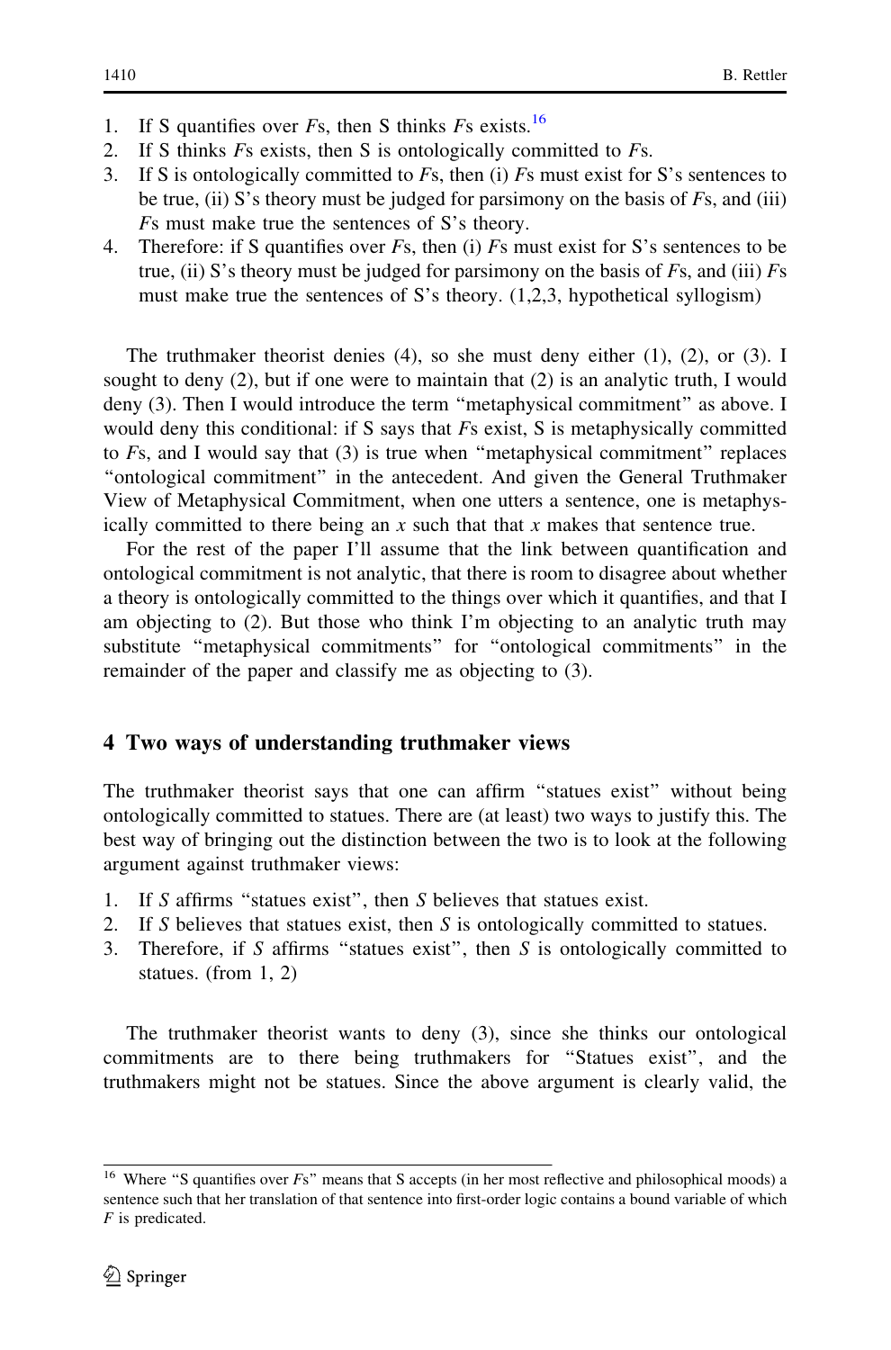1. If S quantifies over *F*s, then S thinks *F*s exists.[16]
2. If S thinks *F*s exists, then S is ontologically committed to *F*s.
3. If S is ontologically committed to *F*s, then (i) *F*s must exist for S's sentences to be true, (ii) S's theory must be judged for parsimony on the basis of *F*s, and (iii) *F*s must make true the sentences of S's theory.
4. Therefore: if S quantifies over *F*s, then (i) *F*s must exist for S's sentences to be true, (ii) S's theory must be judged for parsimony on the basis of *F*s, and (iii) *F*s must make true the sentences of S's theory. (1,2,3, hypothetical syllogism)

The truthmaker theorist denies (4), so she must deny either (1), (2), or (3). I sought to deny (2), but if one were to maintain that (2) is an analytic truth, I would deny (3). Then I would introduce the term "metaphysical commitment" as above. I would deny this conditional: if S says that *F*s exist, S is metaphysically committed to *F*s, and I would say that (3) is true when "metaphysical commitment" replaces "ontological commitment" in the antecedent. And given the General Truthmaker View of Metaphysical Commitment, when one utters a sentence, one is metaphysically committed to there being an *x* such that that *x* makes that sentence true.

For the rest of the paper I'll assume that the link between quantification and ontological commitment is not analytic, that there is room to disagree about whether a theory is ontologically committed to the things over which it quantifies, and that I am objecting to (2). But those who think I'm objecting to an analytic truth may substitute "metaphysical commitments" for "ontological commitments" in the remainder of the paper and classify me as objecting to (3).

## 4 Two ways of understanding truthmaker views

The truthmaker theorist says that one can affirm "statues exist" without being ontologically committed to statues. There are (at least) two ways to justify this. The best way of bringing out the distinction between the two is to look at the following argument against truthmaker views:

1. If *S* affirms "statues exist", then *S* believes that statues exist.
2. If *S* believes that statues exist, then *S* is ontologically committed to statues.
3. Therefore, if *S* affirms "statues exist", then *S* is ontologically committed to statues. (from 1, 2)

The truthmaker theorist wants to deny (3), since she thinks our ontological commitments are to there being truthmakers for "Statues exist", and the truthmakers might not be statues. Since the above argument is clearly valid, the

[16] Where "S quantifies over *F*s" means that S accepts (in her most reflective and philosophical moods) a sentence such that her translation of that sentence into first-order logic contains a bound variable of which *F* is predicated.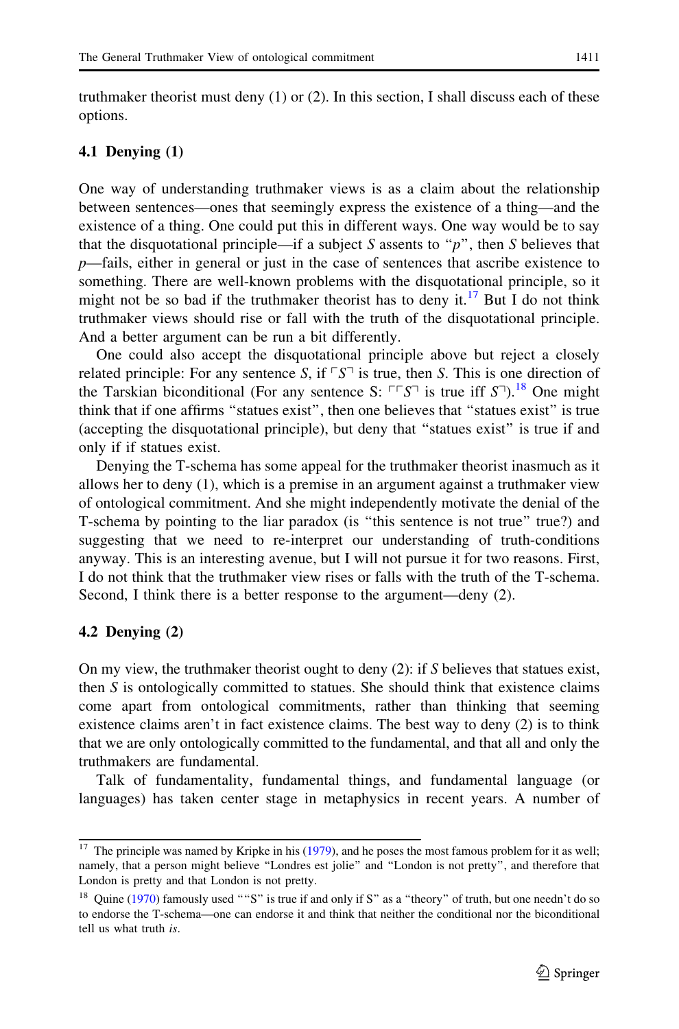truthmaker theorist must deny (1) or (2). In this section, I shall discuss each of these options.

### 4.1 Denying (1)

One way of understanding truthmaker views is as a claim about the relationship between sentences—ones that seemingly express the existence of a thing—and the existence of a thing. One could put this in different ways. One way would be to say that the disquotational principle—if a subject *S* assents to "*p*", then *S* believes that *p*—fails, either in general or just in the case of sentences that ascribe existence to something. There are well-known problems with the disquotational principle, so it might not be so bad if the truthmaker theorist has to deny it.[17] But I do not think truthmaker views should rise or fall with the truth of the disquotational principle. And a better argument can be run a bit differently.

One could also accept the disquotational principle above but reject a closely related principle: For any sentence *S*, if ⌜*S*⌝ is true, then *S*. This is one direction of the Tarskian biconditional (For any sentence S: ⌜⌜*S*⌝ is true iff *S*⌝).[18] One might think that if one affirms "statues exist", then one believes that "statues exist" is true (accepting the disquotational principle), but deny that "statues exist" is true if and only if if statues exist.

Denying the T-schema has some appeal for the truthmaker theorist inasmuch as it allows her to deny (1), which is a premise in an argument against a truthmaker view of ontological commitment. And she might independently motivate the denial of the T-schema by pointing to the liar paradox (is "this sentence is not true" true?) and suggesting that we need to re-interpret our understanding of truth-conditions anyway. This is an interesting avenue, but I will not pursue it for two reasons. First, I do not think that the truthmaker view rises or falls with the truth of the T-schema. Second, I think there is a better response to the argument—deny (2).

### 4.2 Denying (2)

On my view, the truthmaker theorist ought to deny (2): if *S* believes that statues exist, then *S* is ontologically committed to statues. She should think that existence claims come apart from ontological commitments, rather than thinking that seeming existence claims aren't in fact existence claims. The best way to deny (2) is to think that we are only ontologically committed to the fundamental, and that all and only the truthmakers are fundamental.

Talk of fundamentality, fundamental things, and fundamental language (or languages) has taken center stage in metaphysics in recent years. A number of

---

[17] The principle was named by Kripke in his (1979), and he poses the most famous problem for it as well; namely, that a person might believe "Londres est jolie" and "London is not pretty", and therefore that London is pretty and that London is not pretty.

[18] Quine (1970) famously used ""S" is true if and only if S" as a "theory" of truth, but one needn't do so to endorse the T-schema—one can endorse it and think that neither the conditional nor the biconditional tell us what truth *is*.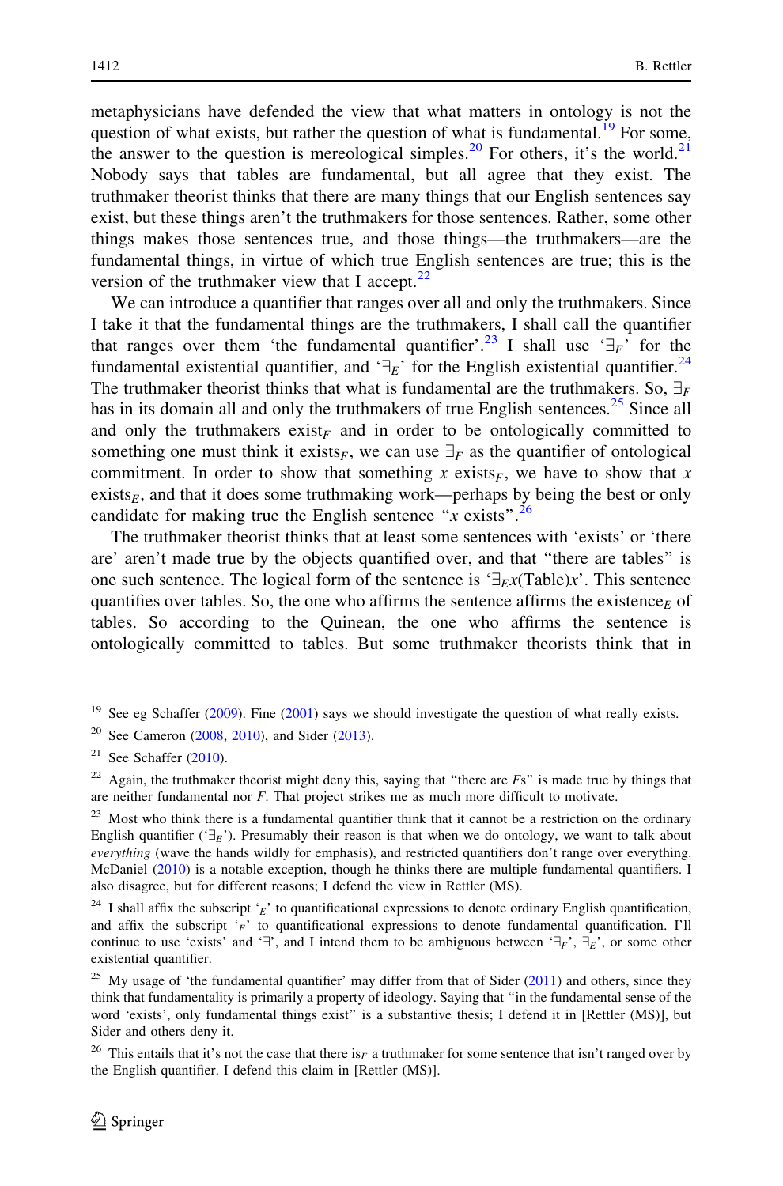metaphysicians have defended the view that what matters in ontology is not the question of what exists, but rather the question of what is fundamental.[19] For some, the answer to the question is mereological simples.[20] For others, it's the world.[21] Nobody says that tables are fundamental, but all agree that they exist. The truthmaker theorist thinks that there are many things that our English sentences say exist, but these things aren't the truthmakers for those sentences. Rather, some other things makes those sentences true, and those things—the truthmakers—are the fundamental things, in virtue of which true English sentences are true; this is the version of the truthmaker view that I accept.[22]

We can introduce a quantifier that ranges over all and only the truthmakers. Since I take it that the fundamental things are the truthmakers, I shall call the quantifier that ranges over them 'the fundamental quantifier'.[23] I shall use '$\exists_F$' for the fundamental existential quantifier, and '$\exists_E$' for the English existential quantifier.[24] The truthmaker theorist thinks that what is fundamental are the truthmakers. So, $\exists_F$ has in its domain all and only the truthmakers of true English sentences.[25] Since all and only the truthmakers exist$_F$ and in order to be ontologically committed to something one must think it exists$_F$, we can use $\exists_F$ as the quantifier of ontological commitment. In order to show that something $x$ exists$_F$, we have to show that $x$ exists$_E$, and that it does some truthmaking work—perhaps by being the best or only candidate for making true the English sentence "$x$ exists".[26]

The truthmaker theorist thinks that at least some sentences with 'exists' or 'there are' aren't made true by the objects quantified over, and that "there are tables" is one such sentence. The logical form of the sentence is '$\exists_E x(\text{Table})x$'. This sentence quantifies over tables. So, the one who affirms the sentence affirms the existence$_E$ of tables. So according to the Quinean, the one who affirms the sentence is ontologically committed to tables. But some truthmaker theorists think that in

---

[19] See eg Schaffer (2009). Fine (2001) says we should investigate the question of what really exists.

[20] See Cameron (2008, 2010), and Sider (2013).

[21] See Schaffer (2010).

[22] Again, the truthmaker theorist might deny this, saying that "there are $F$s" is made true by things that are neither fundamental nor $F$. That project strikes me as much more difficult to motivate.

[23] Most who think there is a fundamental quantifier think that it cannot be a restriction on the ordinary English quantifier ('$\exists_E$'). Presumably their reason is that when we do ontology, we want to talk about *everything* (wave the hands wildly for emphasis), and restricted quantifiers don't range over everything. McDaniel (2010) is a notable exception, though he thinks there are multiple fundamental quantifiers. I also disagree, but for different reasons; I defend the view in Rettler (MS).

[24] I shall affix the subscript '$_E$' to quantificational expressions to denote ordinary English quantification, and affix the subscript '$_F$' to quantificational expressions to denote fundamental quantification. I'll continue to use 'exists' and '$\exists$', and I intend them to be ambiguous between '$\exists_F$', $\exists_E$', or some other existential quantifier.

[25] My usage of 'the fundamental quantifier' may differ from that of Sider (2011) and others, since they think that fundamentality is primarily a property of ideology. Saying that "in the fundamental sense of the word 'exists', only fundamental things exist" is a substantive thesis; I defend it in [Rettler (MS)], but Sider and others deny it.

[26] This entails that it's not the case that there is$_F$ a truthmaker for some sentence that isn't ranged over by the English quantifier. I defend this claim in [Rettler (MS)].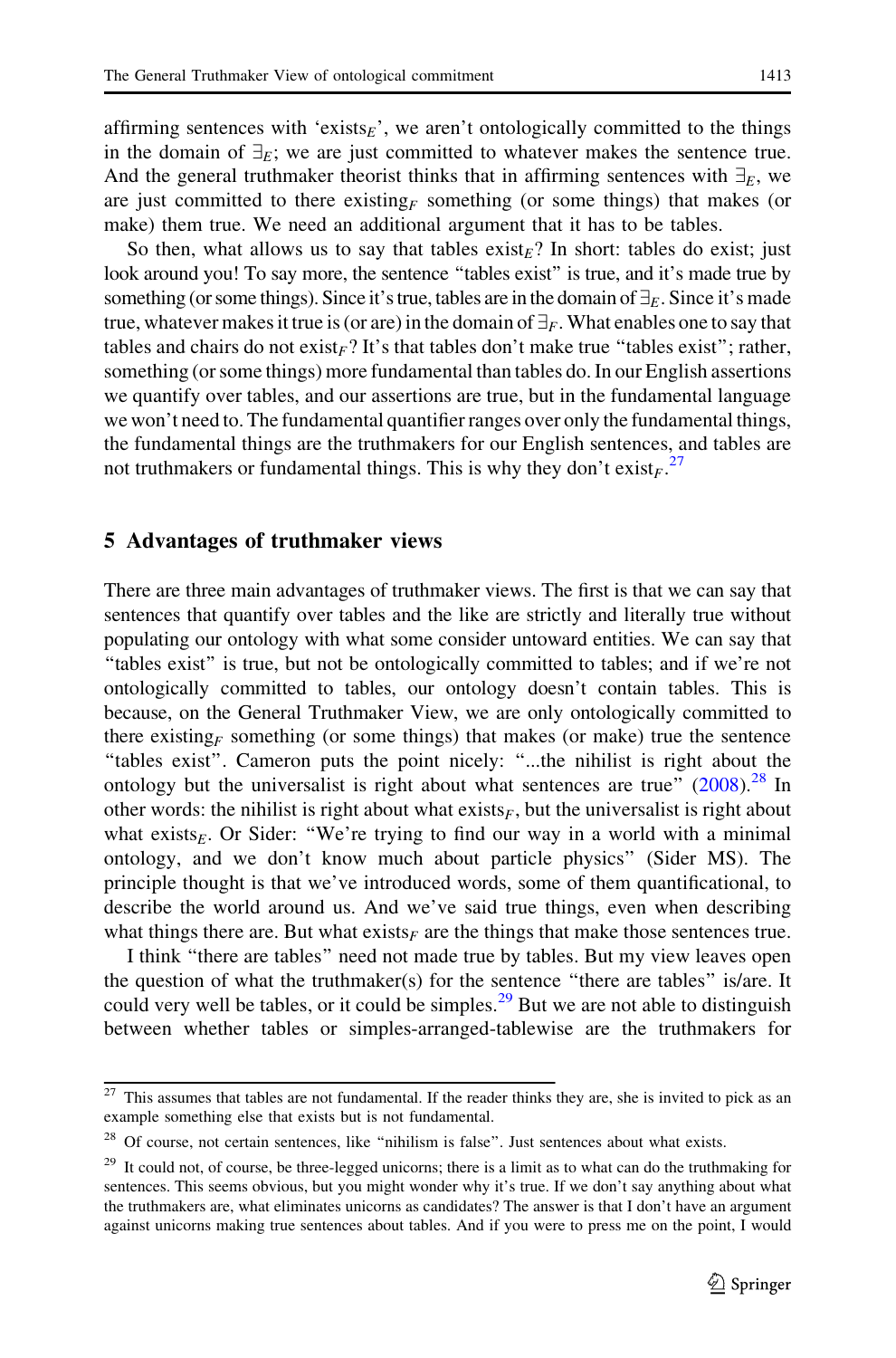affirming sentences with 'exists$_E$', we aren't ontologically committed to the things in the domain of $\exists_E$; we are just committed to whatever makes the sentence true. And the general truthmaker theorist thinks that in affirming sentences with $\exists_E$, we are just committed to there existing$_F$ something (or some things) that makes (or make) them true. We need an additional argument that it has to be tables.

So then, what allows us to say that tables exist$_E$? In short: tables do exist; just look around you! To say more, the sentence "tables exist" is true, and it's made true by something (or some things). Since it's true, tables are in the domain of $\exists_E$. Since it's made true, whatever makes it true is (or are) in the domain of $\exists_F$. What enables one to say that tables and chairs do not exist$_F$? It's that tables don't make true "tables exist"; rather, something (or some things) more fundamental than tables do. In our English assertions we quantify over tables, and our assertions are true, but in the fundamental language we won't need to. The fundamental quantifier ranges over only the fundamental things, the fundamental things are the truthmakers for our English sentences, and tables are not truthmakers or fundamental things. This is why they don't exist$_F$.[27]

## 5 Advantages of truthmaker views

There are three main advantages of truthmaker views. The first is that we can say that sentences that quantify over tables and the like are strictly and literally true without populating our ontology with what some consider untoward entities. We can say that "tables exist" is true, but not be ontologically committed to tables; and if we're not ontologically committed to tables, our ontology doesn't contain tables. This is because, on the General Truthmaker View, we are only ontologically committed to there existing$_F$ something (or some things) that makes (or make) true the sentence "tables exist". Cameron puts the point nicely: "...the nihilist is right about the ontology but the universalist is right about what sentences are true" (2008).[28] In other words: the nihilist is right about what exists$_F$, but the universalist is right about what exists$_E$. Or Sider: "We're trying to find our way in a world with a minimal ontology, and we don't know much about particle physics" (Sider MS). The principle thought is that we've introduced words, some of them quantificational, to describe the world around us. And we've said true things, even when describing what things there are. But what exists$_F$ are the things that make those sentences true.

I think "there are tables" need not made true by tables. But my view leaves open the question of what the truthmaker(s) for the sentence "there are tables" is/are. It could very well be tables, or it could be simples.[29] But we are not able to distinguish between whether tables or simples-arranged-tablewise are the truthmakers for

---

[27] This assumes that tables are not fundamental. If the reader thinks they are, she is invited to pick as an example something else that exists but is not fundamental.

[28] Of course, not certain sentences, like "nihilism is false". Just sentences about what exists.

[29] It could not, of course, be three-legged unicorns; there is a limit as to what can do the truthmaking for sentences. This seems obvious, but you might wonder why it's true. If we don't say anything about what the truthmakers are, what eliminates unicorns as candidates? The answer is that I don't have an argument against unicorns making true sentences about tables. And if you were to press me on the point, I would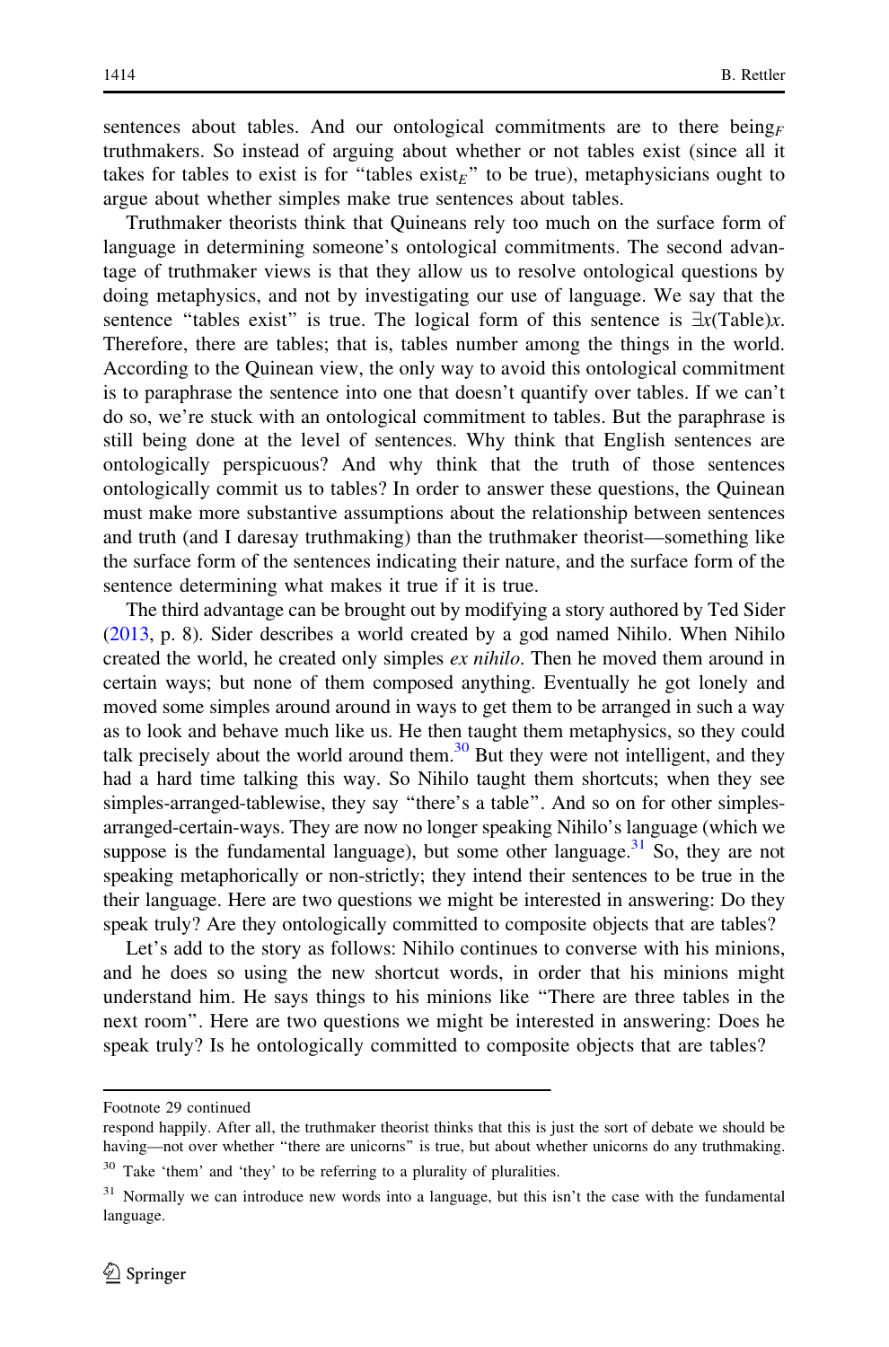sentences about tables. And our ontological commitments are to there being$_F$ truthmakers. So instead of arguing about whether or not tables exist (since all it takes for tables to exist is for "tables exist$_E$" to be true), metaphysicians ought to argue about whether simples make true sentences about tables.

Truthmaker theorists think that Quineans rely too much on the surface form of language in determining someone's ontological commitments. The second advantage of truthmaker views is that they allow us to resolve ontological questions by doing metaphysics, and not by investigating our use of language. We say that the sentence "tables exist" is true. The logical form of this sentence is $\exists x(\text{Table})x$. Therefore, there are tables; that is, tables number among the things in the world. According to the Quinean view, the only way to avoid this ontological commitment is to paraphrase the sentence into one that doesn't quantify over tables. If we can't do so, we're stuck with an ontological commitment to tables. But the paraphrase is still being done at the level of sentences. Why think that English sentences are ontologically perspicuous? And why think that the truth of those sentences ontologically commit us to tables? In order to answer these questions, the Quinean must make more substantive assumptions about the relationship between sentences and truth (and I daresay truthmaking) than the truthmaker theorist—something like the surface form of the sentences indicating their nature, and the surface form of the sentence determining what makes it true if it is true.

The third advantage can be brought out by modifying a story authored by Ted Sider (2013, p. 8). Sider describes a world created by a god named Nihilo. When Nihilo created the world, he created only simples *ex nihilo*. Then he moved them around in certain ways; but none of them composed anything. Eventually he got lonely and moved some simples around around in ways to get them to be arranged in such a way as to look and behave much like us. He then taught them metaphysics, so they could talk precisely about the world around them.[30] But they were not intelligent, and they had a hard time talking this way. So Nihilo taught them shortcuts; when they see simples-arranged-tablewise, they say "there's a table". And so on for other simples-arranged-certain-ways. They are now no longer speaking Nihilo's language (which we suppose is the fundamental language), but some other language.[31] So, they are not speaking metaphorically or non-strictly; they intend their sentences to be true in the their language. Here are two questions we might be interested in answering: Do they speak truly? Are they ontologically committed to composite objects that are tables?

Let's add to the story as follows: Nihilo continues to converse with his minions, and he does so using the new shortcut words, in order that his minions might understand him. He says things to his minions like "There are three tables in the next room". Here are two questions we might be interested in answering: Does he speak truly? Is he ontologically committed to composite objects that are tables?

---

Footnote 29 continued

respond happily. After all, the truthmaker theorist thinks that this is just the sort of debate we should be having—not over whether "there are unicorns" is true, but about whether unicorns do any truthmaking.

[30] Take 'them' and 'they' to be referring to a plurality of pluralities.

[31] Normally we can introduce new words into a language, but this isn't the case with the fundamental language.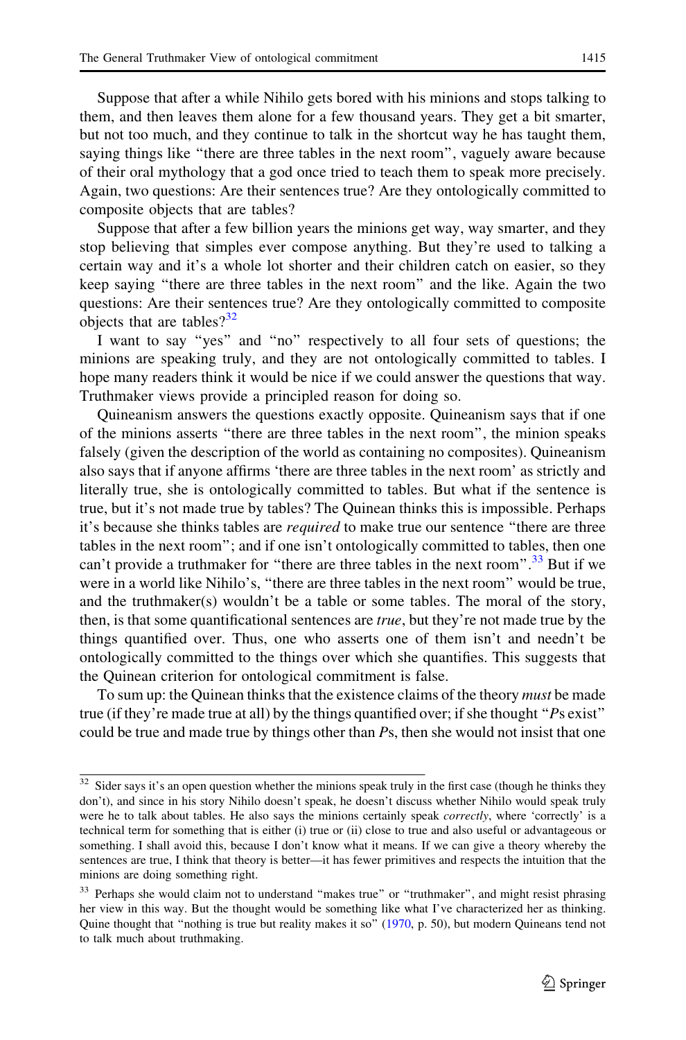Suppose that after a while Nihilo gets bored with his minions and stops talking to them, and then leaves them alone for a few thousand years. They get a bit smarter, but not too much, and they continue to talk in the shortcut way he has taught them, saying things like "there are three tables in the next room", vaguely aware because of their oral mythology that a god once tried to teach them to speak more precisely. Again, two questions: Are their sentences true? Are they ontologically committed to composite objects that are tables?

Suppose that after a few billion years the minions get way, way smarter, and they stop believing that simples ever compose anything. But they're used to talking a certain way and it's a whole lot shorter and their children catch on easier, so they keep saying "there are three tables in the next room" and the like. Again the two questions: Are their sentences true? Are they ontologically committed to composite objects that are tables?[32]

I want to say "yes" and "no" respectively to all four sets of questions; the minions are speaking truly, and they are not ontologically committed to tables. I hope many readers think it would be nice if we could answer the questions that way. Truthmaker views provide a principled reason for doing so.

Quineanism answers the questions exactly opposite. Quineanism says that if one of the minions asserts "there are three tables in the next room", the minion speaks falsely (given the description of the world as containing no composites). Quineanism also says that if anyone affirms 'there are three tables in the next room' as strictly and literally true, she is ontologically committed to tables. But what if the sentence is true, but it's not made true by tables? The Quinean thinks this is impossible. Perhaps it's because she thinks tables are *required* to make true our sentence "there are three tables in the next room"; and if one isn't ontologically committed to tables, then one can't provide a truthmaker for "there are three tables in the next room".[33] But if we were in a world like Nihilo's, "there are three tables in the next room" would be true, and the truthmaker(s) wouldn't be a table or some tables. The moral of the story, then, is that some quantificational sentences are *true*, but they're not made true by the things quantified over. Thus, one who asserts one of them isn't and needn't be ontologically committed to the things over which she quantifies. This suggests that the Quinean criterion for ontological commitment is false.

To sum up: the Quinean thinks that the existence claims of the theory *must* be made true (if they're made true at all) by the things quantified over; if she thought "*P*s exist" could be true and made true by things other than *P*s, then she would not insist that one

---

[32] Sider says it's an open question whether the minions speak truly in the first case (though he thinks they don't), and since in his story Nihilo doesn't speak, he doesn't discuss whether Nihilo would speak truly were he to talk about tables. He also says the minions certainly speak *correctly*, where 'correctly' is a technical term for something that is either (i) true or (ii) close to true and also useful or advantageous or something. I shall avoid this, because I don't know what it means. If we can give a theory whereby the sentences are true, I think that theory is better—it has fewer primitives and respects the intuition that the minions are doing something right.

[33] Perhaps she would claim not to understand "makes true" or "truthmaker", and might resist phrasing her view in this way. But the thought would be something like what I've characterized her as thinking. Quine thought that "nothing is true but reality makes it so" (1970, p. 50), but modern Quineans tend not to talk much about truthmaking.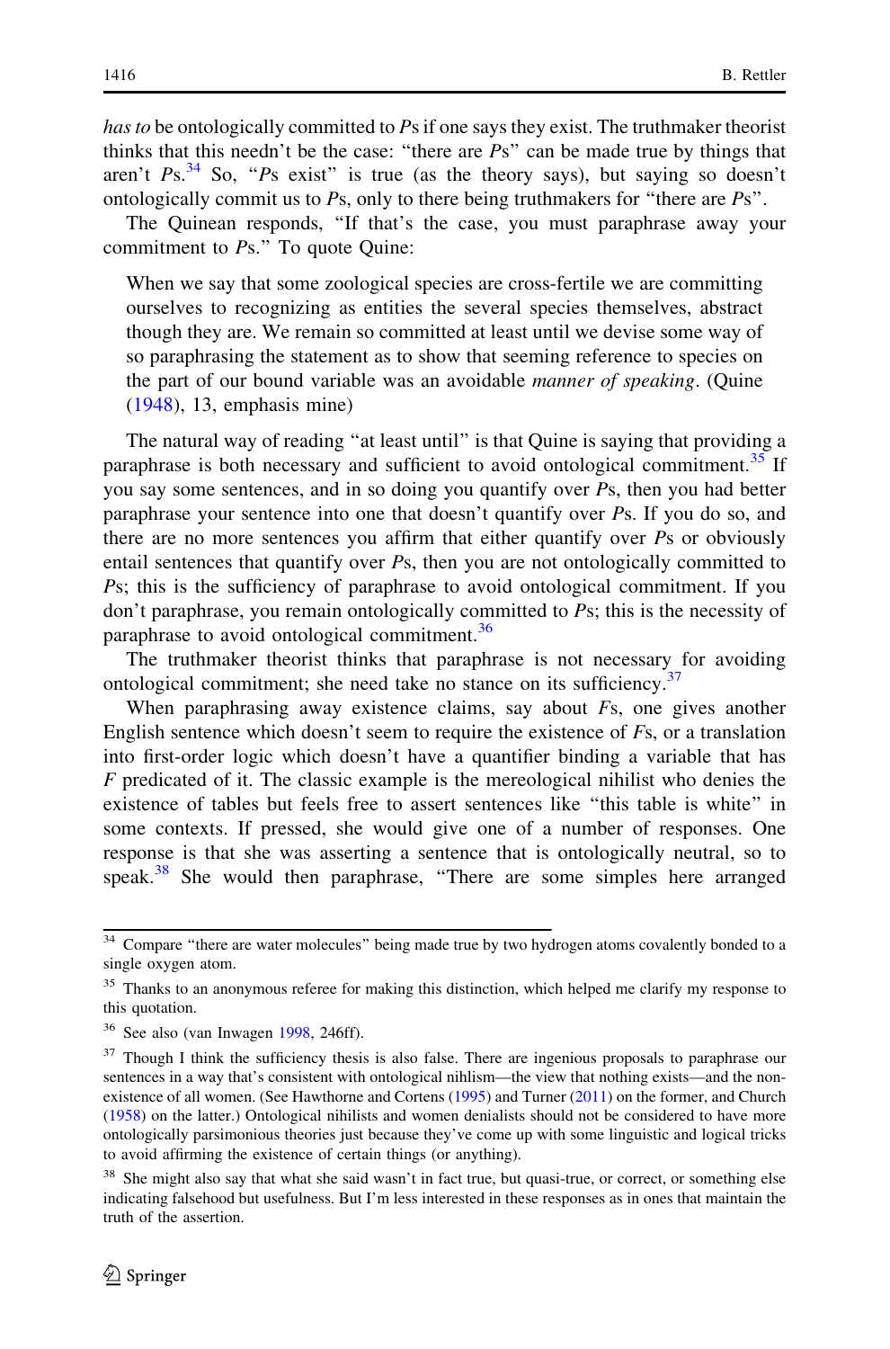*has to* be ontologically committed to *P*s if one says they exist. The truthmaker theorist thinks that this needn't be the case: "there are *P*s" can be made true by things that aren't *P*s.[34] So, "*P*s exist" is true (as the theory says), but saying so doesn't ontologically commit us to *P*s, only to there being truthmakers for "there are *P*s".

The Quinean responds, "If that's the case, you must paraphrase away your commitment to *P*s." To quote Quine:

> When we say that some zoological species are cross-fertile we are committing ourselves to recognizing as entities the several species themselves, abstract though they are. We remain so committed at least until we devise some way of so paraphrasing the statement as to show that seeming reference to species on the part of our bound variable was an avoidable *manner of speaking*. (Quine (1948), 13, emphasis mine)

The natural way of reading "at least until" is that Quine is saying that providing a paraphrase is both necessary and sufficient to avoid ontological commitment.[35] If you say some sentences, and in so doing you quantify over *P*s, then you had better paraphrase your sentence into one that doesn't quantify over *P*s. If you do so, and there are no more sentences you affirm that either quantify over *P*s or obviously entail sentences that quantify over *P*s, then you are not ontologically committed to *P*s; this is the sufficiency of paraphrase to avoid ontological commitment. If you don't paraphrase, you remain ontologically committed to *P*s; this is the necessity of paraphrase to avoid ontological commitment.[36]

The truthmaker theorist thinks that paraphrase is not necessary for avoiding ontological commitment; she need take no stance on its sufficiency.[37]

When paraphrasing away existence claims, say about *F*s, one gives another English sentence which doesn't seem to require the existence of *F*s, or a translation into first-order logic which doesn't have a quantifier binding a variable that has *F* predicated of it. The classic example is the mereological nihilist who denies the existence of tables but feels free to assert sentences like "this table is white" in some contexts. If pressed, she would give one of a number of responses. One response is that she was asserting a sentence that is ontologically neutral, so to speak.[38] She would then paraphrase, "There are some simples here arranged

---

[34] Compare "there are water molecules" being made true by two hydrogen atoms covalently bonded to a single oxygen atom.

[35] Thanks to an anonymous referee for making this distinction, which helped me clarify my response to this quotation.

[36] See also (van Inwagen 1998, 246ff).

[37] Though I think the sufficiency thesis is also false. There are ingenious proposals to paraphrase our sentences in a way that's consistent with ontological nihlism—the view that nothing exists—and the non-existence of all women. (See Hawthorne and Cortens (1995) and Turner (2011) on the former, and Church (1958) on the latter.) Ontological nihilists and women denialists should not be considered to have more ontologically parsimonious theories just because they've come up with some linguistic and logical tricks to avoid affirming the existence of certain things (or anything).

[38] She might also say that what she said wasn't in fact true, but quasi-true, or correct, or something else indicating falsehood but usefulness. But I'm less interested in these responses as in ones that maintain the truth of the assertion.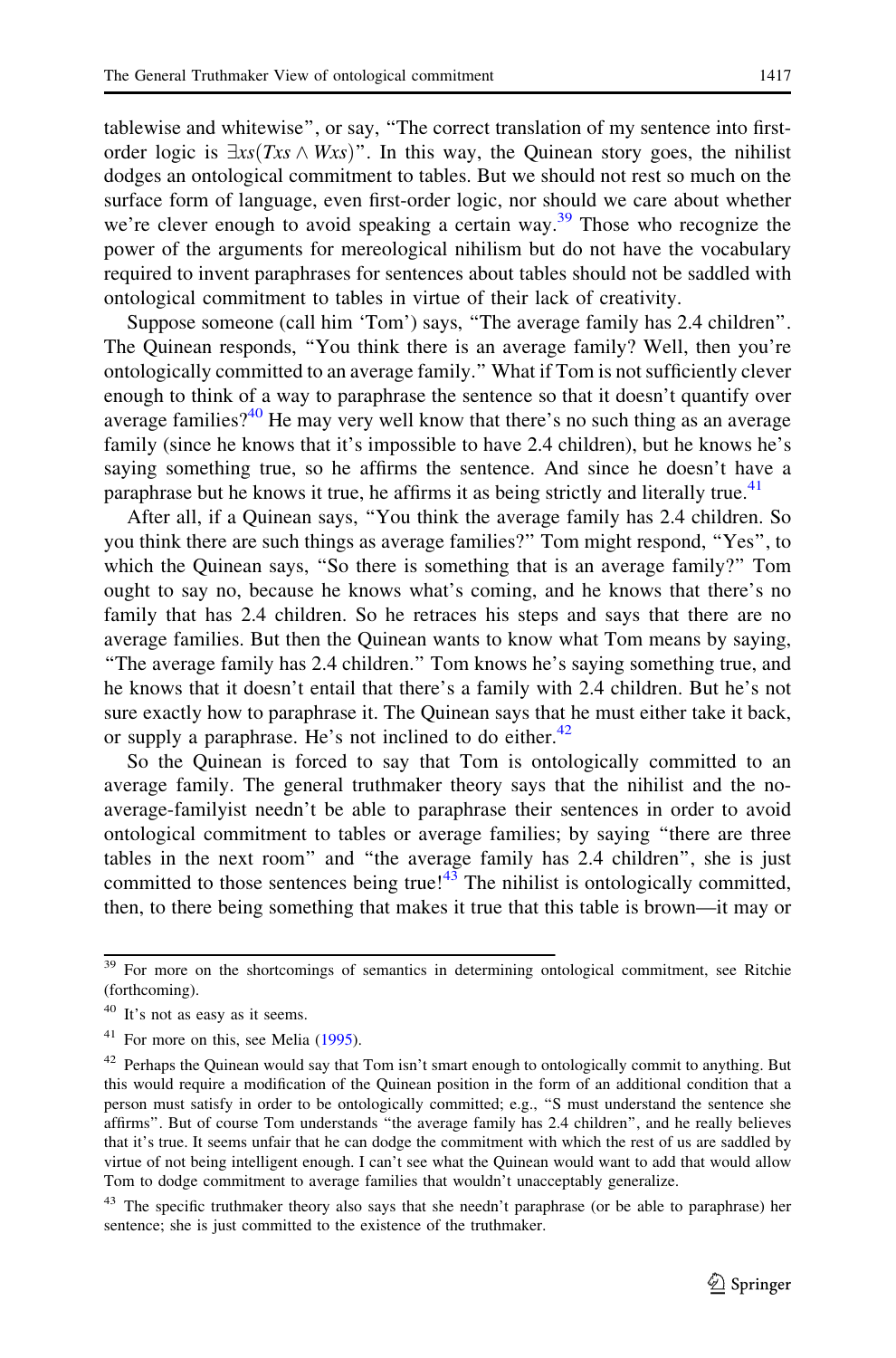tablewise and whitewise", or say, "The correct translation of my sentence into first-order logic is $\exists xs(Txs \wedge Wxs)$". In this way, the Quinean story goes, the nihilist dodges an ontological commitment to tables. But we should not rest so much on the surface form of language, even first-order logic, nor should we care about whether we're clever enough to avoid speaking a certain way.[39] Those who recognize the power of the arguments for mereological nihilism but do not have the vocabulary required to invent paraphrases for sentences about tables should not be saddled with ontological commitment to tables in virtue of their lack of creativity.

Suppose someone (call him 'Tom') says, "The average family has 2.4 children". The Quinean responds, "You think there is an average family? Well, then you're ontologically committed to an average family." What if Tom is not sufficiently clever enough to think of a way to paraphrase the sentence so that it doesn't quantify over average families?[40] He may very well know that there's no such thing as an average family (since he knows that it's impossible to have 2.4 children), but he knows he's saying something true, so he affirms the sentence. And since he doesn't have a paraphrase but he knows it true, he affirms it as being strictly and literally true.[41]

After all, if a Quinean says, "You think the average family has 2.4 children. So you think there are such things as average families?" Tom might respond, "Yes", to which the Quinean says, "So there is something that is an average family?" Tom ought to say no, because he knows what's coming, and he knows that there's no family that has 2.4 children. So he retraces his steps and says that there are no average families. But then the Quinean wants to know what Tom means by saying, "The average family has 2.4 children." Tom knows he's saying something true, and he knows that it doesn't entail that there's a family with 2.4 children. But he's not sure exactly how to paraphrase it. The Quinean says that he must either take it back, or supply a paraphrase. He's not inclined to do either.[42]

So the Quinean is forced to say that Tom is ontologically committed to an average family. The general truthmaker theory says that the nihilist and the no-average-familyist needn't be able to paraphrase their sentences in order to avoid ontological commitment to tables or average families; by saying "there are three tables in the next room" and "the average family has 2.4 children", she is just committed to those sentences being true![43] The nihilist is ontologically committed, then, to there being something that makes it true that this table is brown—it may or

---

[39] For more on the shortcomings of semantics in determining ontological commitment, see Ritchie (forthcoming).

[40] It's not as easy as it seems.

[41] For more on this, see Melia (1995).

[42] Perhaps the Quinean would say that Tom isn't smart enough to ontologically commit to anything. But this would require a modification of the Quinean position in the form of an additional condition that a person must satisfy in order to be ontologically committed; e.g., "S must understand the sentence she affirms". But of course Tom understands "the average family has 2.4 children", and he really believes that it's true. It seems unfair that he can dodge the commitment with which the rest of us are saddled by virtue of not being intelligent enough. I can't see what the Quinean would want to add that would allow Tom to dodge commitment to average families that wouldn't unacceptably generalize.

[43] The specific truthmaker theory also says that she needn't paraphrase (or be able to paraphrase) her sentence; she is just committed to the existence of the truthmaker.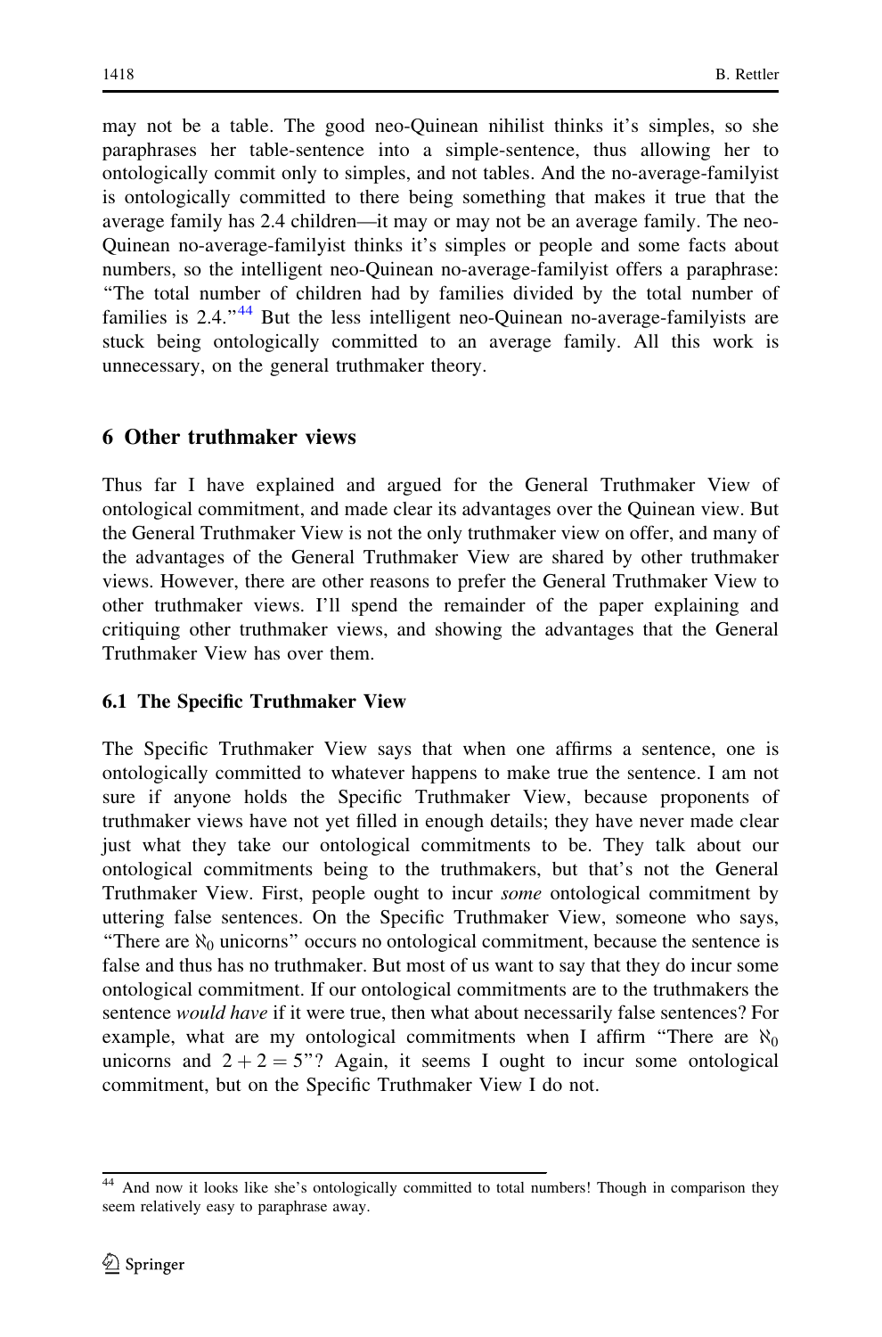may not be a table. The good neo-Quinean nihilist thinks it's simples, so she paraphrases her table-sentence into a simple-sentence, thus allowing her to ontologically commit only to simples, and not tables. And the no-average-familyist is ontologically committed to there being something that makes it true that the average family has 2.4 children—it may or may not be an average family. The neo-Quinean no-average-familyist thinks it's simples or people and some facts about numbers, so the intelligent neo-Quinean no-average-familyist offers a paraphrase: "The total number of children had by families divided by the total number of families is 2.4."[44] But the less intelligent neo-Quinean no-average-familyists are stuck being ontologically committed to an average family. All this work is unnecessary, on the general truthmaker theory.

## 6 Other truthmaker views

Thus far I have explained and argued for the General Truthmaker View of ontological commitment, and made clear its advantages over the Quinean view. But the General Truthmaker View is not the only truthmaker view on offer, and many of the advantages of the General Truthmaker View are shared by other truthmaker views. However, there are other reasons to prefer the General Truthmaker View to other truthmaker views. I'll spend the remainder of the paper explaining and critiquing other truthmaker views, and showing the advantages that the General Truthmaker View has over them.

### 6.1 The Specific Truthmaker View

The Specific Truthmaker View says that when one affirms a sentence, one is ontologically committed to whatever happens to make true the sentence. I am not sure if anyone holds the Specific Truthmaker View, because proponents of truthmaker views have not yet filled in enough details; they have never made clear just what they take our ontological commitments to be. They talk about our ontological commitments being to the truthmakers, but that's not the General Truthmaker View. First, people ought to incur *some* ontological commitment by uttering false sentences. On the Specific Truthmaker View, someone who says, "There are $\aleph_0$ unicorns" occurs no ontological commitment, because the sentence is false and thus has no truthmaker. But most of us want to say that they do incur some ontological commitment. If our ontological commitments are to the truthmakers the sentence *would have* if it were true, then what about necessarily false sentences? For example, what are my ontological commitments when I affirm "There are $\aleph_0$ unicorns and $2 + 2 = 5$"? Again, it seems I ought to incur some ontological commitment, but on the Specific Truthmaker View I do not.

[44] And now it looks like she's ontologically committed to total numbers! Though in comparison they seem relatively easy to paraphrase away.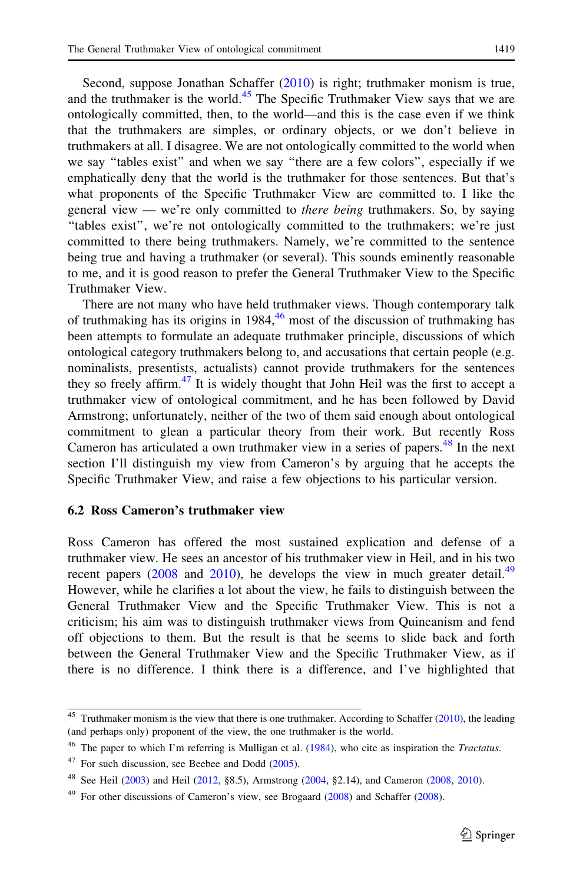Second, suppose Jonathan Schaffer (2010) is right; truthmaker monism is true, and the truthmaker is the world.[45] The Specific Truthmaker View says that we are ontologically committed, then, to the world—and this is the case even if we think that the truthmakers are simples, or ordinary objects, or we don't believe in truthmakers at all. I disagree. We are not ontologically committed to the world when we say "tables exist" and when we say "there are a few colors", especially if we emphatically deny that the world is the truthmaker for those sentences. But that's what proponents of the Specific Truthmaker View are committed to. I like the general view — we're only committed to *there being* truthmakers. So, by saying "tables exist", we're not ontologically committed to the truthmakers; we're just committed to there being truthmakers. Namely, we're committed to the sentence being true and having a truthmaker (or several). This sounds eminently reasonable to me, and it is good reason to prefer the General Truthmaker View to the Specific Truthmaker View.

There are not many who have held truthmaker views. Though contemporary talk of truthmaking has its origins in 1984,[46] most of the discussion of truthmaking has been attempts to formulate an adequate truthmaker principle, discussions of which ontological category truthmakers belong to, and accusations that certain people (e.g. nominalists, presentists, actualists) cannot provide truthmakers for the sentences they so freely affirm.[47] It is widely thought that John Heil was the first to accept a truthmaker view of ontological commitment, and he has been followed by David Armstrong; unfortunately, neither of the two of them said enough about ontological commitment to glean a particular theory from their work. But recently Ross Cameron has articulated a own truthmaker view in a series of papers.[48] In the next section I'll distinguish my view from Cameron's by arguing that he accepts the Specific Truthmaker View, and raise a few objections to his particular version.

### 6.2 Ross Cameron's truthmaker view

Ross Cameron has offered the most sustained explication and defense of a truthmaker view. He sees an ancestor of his truthmaker view in Heil, and in his two recent papers (2008 and 2010), he develops the view in much greater detail.[49] However, while he clarifies a lot about the view, he fails to distinguish between the General Truthmaker View and the Specific Truthmaker View. This is not a criticism; his aim was to distinguish truthmaker views from Quineanism and fend off objections to them. But the result is that he seems to slide back and forth between the General Truthmaker View and the Specific Truthmaker View, as if there is no difference. I think there is a difference, and I've highlighted that

---

[45] Truthmaker monism is the view that there is one truthmaker. According to Schaffer (2010), the leading (and perhaps only) proponent of the view, the one truthmaker is the world.

[46] The paper to which I'm referring is Mulligan et al. (1984), who cite as inspiration the *Tractatus*.

[47] For such discussion, see Beebee and Dodd (2005).

[48] See Heil (2003) and Heil (2012, §8.5), Armstrong (2004, §2.14), and Cameron (2008, 2010).

[49] For other discussions of Cameron's view, see Brogaard (2008) and Schaffer (2008).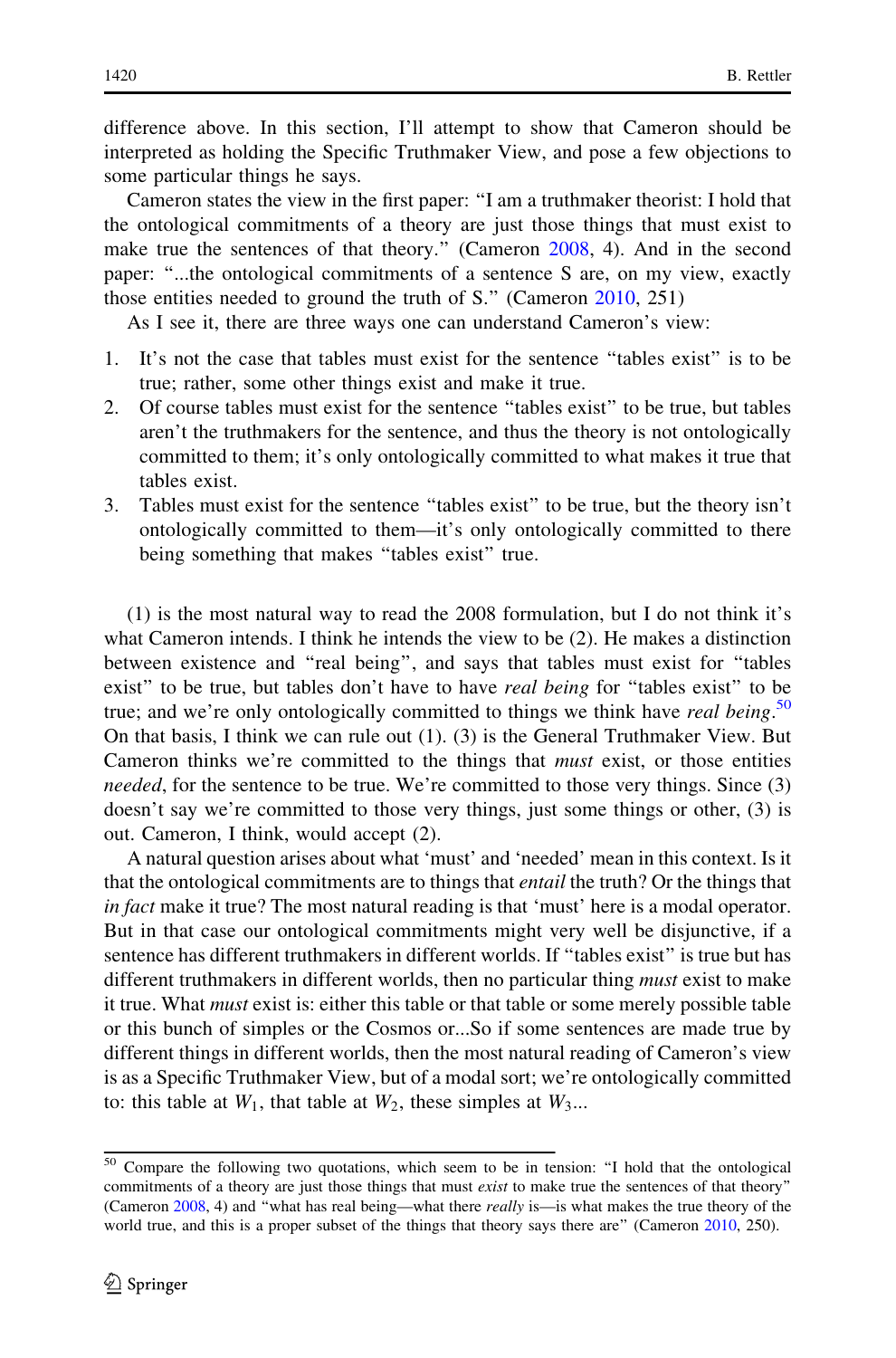difference above. In this section, I'll attempt to show that Cameron should be interpreted as holding the Specific Truthmaker View, and pose a few objections to some particular things he says.

Cameron states the view in the first paper: "I am a truthmaker theorist: I hold that the ontological commitments of a theory are just those things that must exist to make true the sentences of that theory." (Cameron 2008, 4). And in the second paper: "...the ontological commitments of a sentence S are, on my view, exactly those entities needed to ground the truth of S." (Cameron 2010, 251)

As I see it, there are three ways one can understand Cameron's view:

1. It's not the case that tables must exist for the sentence "tables exist" is to be true; rather, some other things exist and make it true.
2. Of course tables must exist for the sentence "tables exist" to be true, but tables aren't the truthmakers for the sentence, and thus the theory is not ontologically committed to them; it's only ontologically committed to what makes it true that tables exist.
3. Tables must exist for the sentence "tables exist" to be true, but the theory isn't ontologically committed to them—it's only ontologically committed to there being something that makes "tables exist" true.

(1) is the most natural way to read the 2008 formulation, but I do not think it's what Cameron intends. I think he intends the view to be (2). He makes a distinction between existence and "real being", and says that tables must exist for "tables exist" to be true, but tables don't have to have *real being* for "tables exist" to be true; and we're only ontologically committed to things we think have *real being*.[50] On that basis, I think we can rule out (1). (3) is the General Truthmaker View. But Cameron thinks we're committed to the things that *must* exist, or those entities *needed*, for the sentence to be true. We're committed to those very things. Since (3) doesn't say we're committed to those very things, just some things or other, (3) is out. Cameron, I think, would accept (2).

A natural question arises about what 'must' and 'needed' mean in this context. Is it that the ontological commitments are to things that *entail* the truth? Or the things that *in fact* make it true? The most natural reading is that 'must' here is a modal operator. But in that case our ontological commitments might very well be disjunctive, if a sentence has different truthmakers in different worlds. If "tables exist" is true but has different truthmakers in different worlds, then no particular thing *must* exist to make it true. What *must* exist is: either this table or that table or some merely possible table or this bunch of simples or the Cosmos or...So if some sentences are made true by different things in different worlds, then the most natural reading of Cameron's view is as a Specific Truthmaker View, but of a modal sort; we're ontologically committed to: this table at $W_1$, that table at $W_2$, these simples at $W_3$...

[50] Compare the following two quotations, which seem to be in tension: "I hold that the ontological commitments of a theory are just those things that must *exist* to make true the sentences of that theory" (Cameron 2008, 4) and "what has real being—what there *really* is—is what makes the true theory of the world true, and this is a proper subset of the things that theory says there are" (Cameron 2010, 250).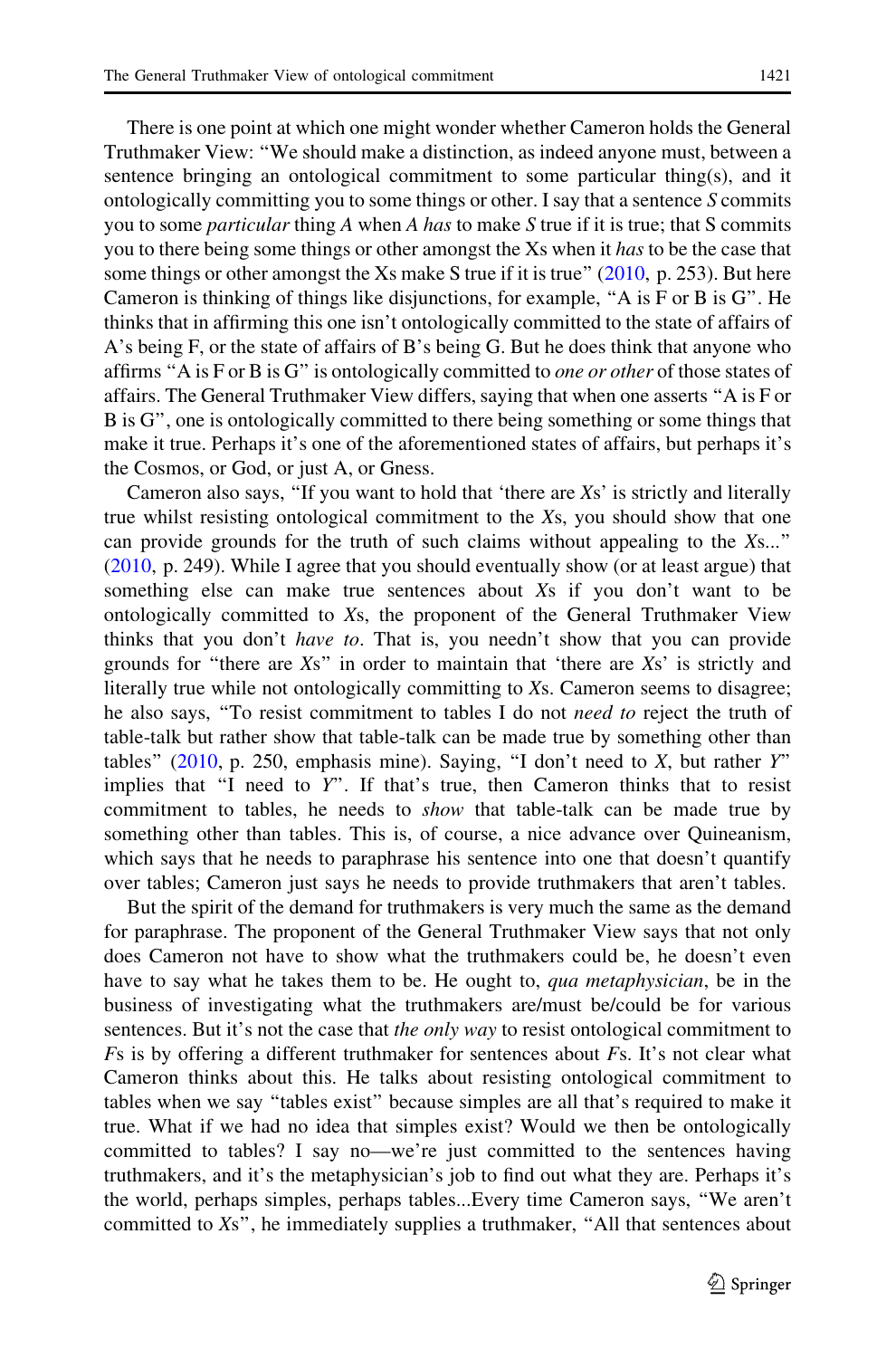There is one point at which one might wonder whether Cameron holds the General Truthmaker View: "We should make a distinction, as indeed anyone must, between a sentence bringing an ontological commitment to some particular thing(s), and it ontologically committing you to some things or other. I say that a sentence *S* commits you to some *particular* thing *A* when *A has* to make *S* true if it is true; that S commits you to there being some things or other amongst the Xs when it *has* to be the case that some things or other amongst the Xs make S true if it is true" (2010, p. 253). But here Cameron is thinking of things like disjunctions, for example, "A is F or B is G". He thinks that in affirming this one isn't ontologically committed to the state of affairs of A's being F, or the state of affairs of B's being G. But he does think that anyone who affirms "A is F or B is G" is ontologically committed to *one or other* of those states of affairs. The General Truthmaker View differs, saying that when one asserts "A is F or B is G", one is ontologically committed to there being something or some things that make it true. Perhaps it's one of the aforementioned states of affairs, but perhaps it's the Cosmos, or God, or just A, or Gness.

Cameron also says, "If you want to hold that 'there are *X*s' is strictly and literally true whilst resisting ontological commitment to the *X*s, you should show that one can provide grounds for the truth of such claims without appealing to the *X*s..." (2010, p. 249). While I agree that you should eventually show (or at least argue) that something else can make true sentences about *X*s if you don't want to be ontologically committed to *X*s, the proponent of the General Truthmaker View thinks that you don't *have to*. That is, you needn't show that you can provide grounds for "there are *X*s" in order to maintain that 'there are *X*s' is strictly and literally true while not ontologically committing to *X*s. Cameron seems to disagree; he also says, "To resist commitment to tables I do not *need to* reject the truth of table-talk but rather show that table-talk can be made true by something other than tables" (2010, p. 250, emphasis mine). Saying, "I don't need to *X*, but rather *Y*" implies that "I need to *Y*". If that's true, then Cameron thinks that to resist commitment to tables, he needs to *show* that table-talk can be made true by something other than tables. This is, of course, a nice advance over Quineanism, which says that he needs to paraphrase his sentence into one that doesn't quantify over tables; Cameron just says he needs to provide truthmakers that aren't tables.

But the spirit of the demand for truthmakers is very much the same as the demand for paraphrase. The proponent of the General Truthmaker View says that not only does Cameron not have to show what the truthmakers could be, he doesn't even have to say what he takes them to be. He ought to, *qua metaphysician*, be in the business of investigating what the truthmakers are/must be/could be for various sentences. But it's not the case that *the only way* to resist ontological commitment to *F*s is by offering a different truthmaker for sentences about *F*s. It's not clear what Cameron thinks about this. He talks about resisting ontological commitment to tables when we say "tables exist" because simples are all that's required to make it true. What if we had no idea that simples exist? Would we then be ontologically committed to tables? I say no—we're just committed to the sentences having truthmakers, and it's the metaphysician's job to find out what they are. Perhaps it's the world, perhaps simples, perhaps tables...Every time Cameron says, "We aren't committed to *X*s", he immediately supplies a truthmaker, "All that sentences about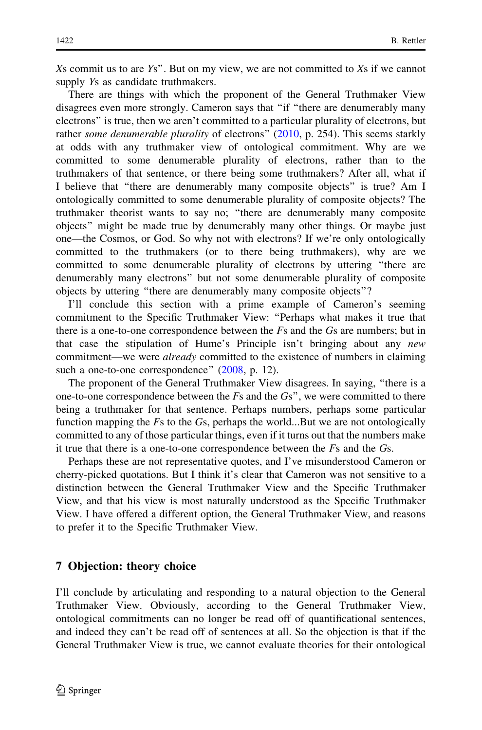*X*s commit us to are *Y*s". But on my view, we are not committed to *X*s if we cannot supply *Y*s as candidate truthmakers.

There are things with which the proponent of the General Truthmaker View disagrees even more strongly. Cameron says that "if "there are denumerably many electrons" is true, then we aren't committed to a particular plurality of electrons, but rather *some denumerable plurality* of electrons" (2010, p. 254). This seems starkly at odds with any truthmaker view of ontological commitment. Why are we committed to some denumerable plurality of electrons, rather than to the truthmakers of that sentence, or there being some truthmakers? After all, what if I believe that "there are denumerably many composite objects" is true? Am I ontologically committed to some denumerable plurality of composite objects? The truthmaker theorist wants to say no; "there are denumerably many composite objects" might be made true by denumerably many other things. Or maybe just one—the Cosmos, or God. So why not with electrons? If we're only ontologically committed to the truthmakers (or to there being truthmakers), why are we committed to some denumerable plurality of electrons by uttering "there are denumerably many electrons" but not some denumerable plurality of composite objects by uttering "there are denumerably many composite objects"?

I'll conclude this section with a prime example of Cameron's seeming commitment to the Specific Truthmaker View: "Perhaps what makes it true that there is a one-to-one correspondence between the *F*s and the *G*s are numbers; but in that case the stipulation of Hume's Principle isn't bringing about any *new* commitment—we were *already* committed to the existence of numbers in claiming such a one-to-one correspondence" (2008, p. 12).

The proponent of the General Truthmaker View disagrees. In saying, "there is a one-to-one correspondence between the *F*s and the *G*s", we were committed to there being a truthmaker for that sentence. Perhaps numbers, perhaps some particular function mapping the *F*s to the *G*s, perhaps the world...But we are not ontologically committed to any of those particular things, even if it turns out that the numbers make it true that there is a one-to-one correspondence between the *F*s and the *G*s.

Perhaps these are not representative quotes, and I've misunderstood Cameron or cherry-picked quotations. But I think it's clear that Cameron was not sensitive to a distinction between the General Truthmaker View and the Specific Truthmaker View, and that his view is most naturally understood as the Specific Truthmaker View. I have offered a different option, the General Truthmaker View, and reasons to prefer it to the Specific Truthmaker View.

## 7 Objection: theory choice

I'll conclude by articulating and responding to a natural objection to the General Truthmaker View. Obviously, according to the General Truthmaker View, ontological commitments can no longer be read off of quantificational sentences, and indeed they can't be read off of sentences at all. So the objection is that if the General Truthmaker View is true, we cannot evaluate theories for their ontological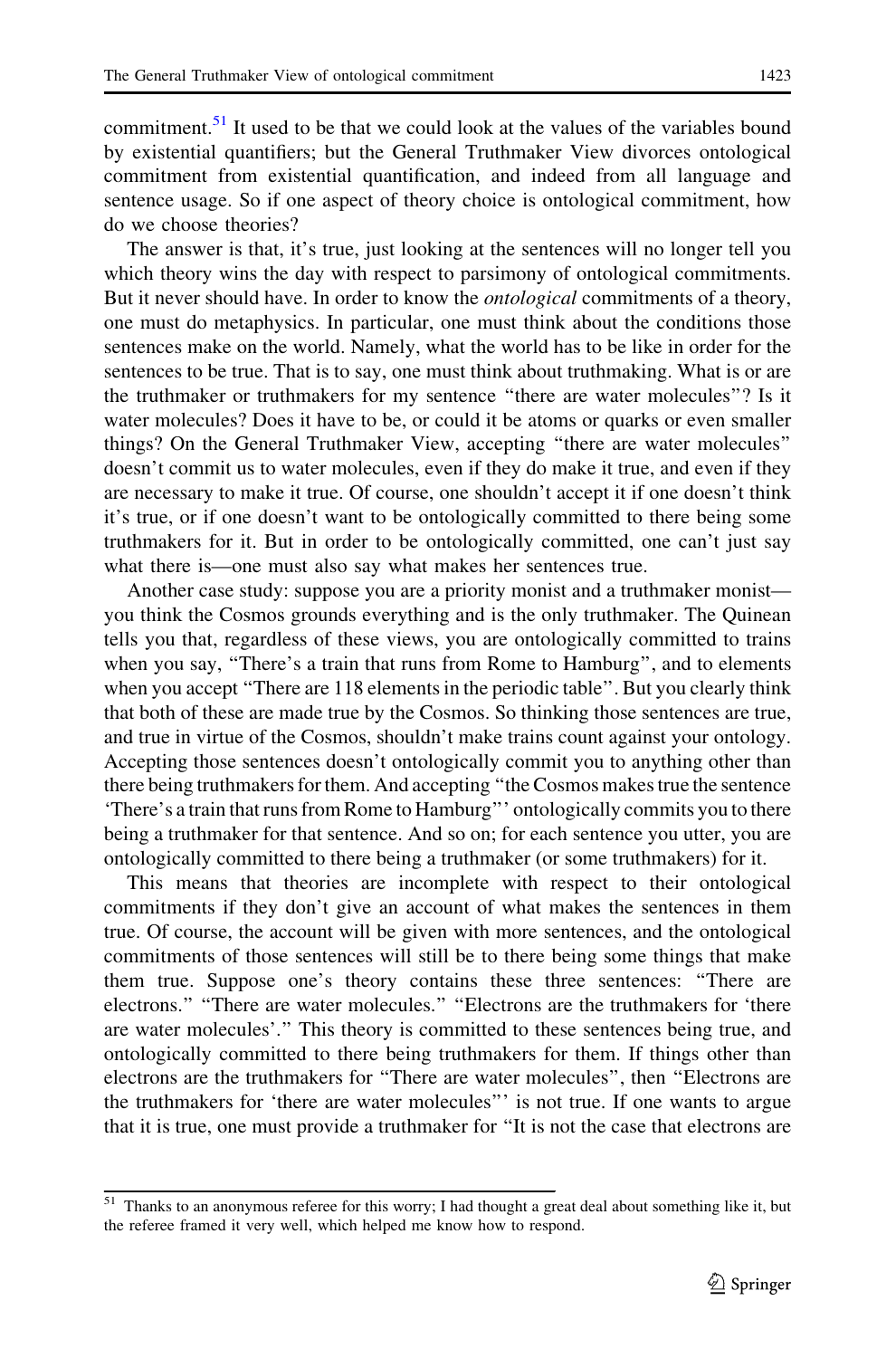commitment.[51] It used to be that we could look at the values of the variables bound by existential quantifiers; but the General Truthmaker View divorces ontological commitment from existential quantification, and indeed from all language and sentence usage. So if one aspect of theory choice is ontological commitment, how do we choose theories?

The answer is that, it's true, just looking at the sentences will no longer tell you which theory wins the day with respect to parsimony of ontological commitments. But it never should have. In order to know the *ontological* commitments of a theory, one must do metaphysics. In particular, one must think about the conditions those sentences make on the world. Namely, what the world has to be like in order for the sentences to be true. That is to say, one must think about truthmaking. What is or are the truthmaker or truthmakers for my sentence "there are water molecules"? Is it water molecules? Does it have to be, or could it be atoms or quarks or even smaller things? On the General Truthmaker View, accepting "there are water molecules" doesn't commit us to water molecules, even if they do make it true, and even if they are necessary to make it true. Of course, one shouldn't accept it if one doesn't think it's true, or if one doesn't want to be ontologically committed to there being some truthmakers for it. But in order to be ontologically committed, one can't just say what there is—one must also say what makes her sentences true.

Another case study: suppose you are a priority monist and a truthmaker monist—you think the Cosmos grounds everything and is the only truthmaker. The Quinean tells you that, regardless of these views, you are ontologically committed to trains when you say, "There's a train that runs from Rome to Hamburg", and to elements when you accept "There are 118 elements in the periodic table". But you clearly think that both of these are made true by the Cosmos. So thinking those sentences are true, and true in virtue of the Cosmos, shouldn't make trains count against your ontology. Accepting those sentences doesn't ontologically commit you to anything other than there being truthmakers for them. And accepting "the Cosmos makes true the sentence 'There's a train that runs from Rome to Hamburg"' ontologically commits you to there being a truthmaker for that sentence. And so on; for each sentence you utter, you are ontologically committed to there being a truthmaker (or some truthmakers) for it.

This means that theories are incomplete with respect to their ontological commitments if they don't give an account of what makes the sentences in them true. Of course, the account will be given with more sentences, and the ontological commitments of those sentences will still be to there being some things that make them true. Suppose one's theory contains these three sentences: "There are electrons." "There are water molecules." "Electrons are the truthmakers for 'there are water molecules'." This theory is committed to these sentences being true, and ontologically committed to there being truthmakers for them. If things other than electrons are the truthmakers for "There are water molecules", then "Electrons are the truthmakers for 'there are water molecules"' is not true. If one wants to argue that it is true, one must provide a truthmaker for "It is not the case that electrons are

[51] Thanks to an anonymous referee for this worry; I had thought a great deal about something like it, but the referee framed it very well, which helped me know how to respond.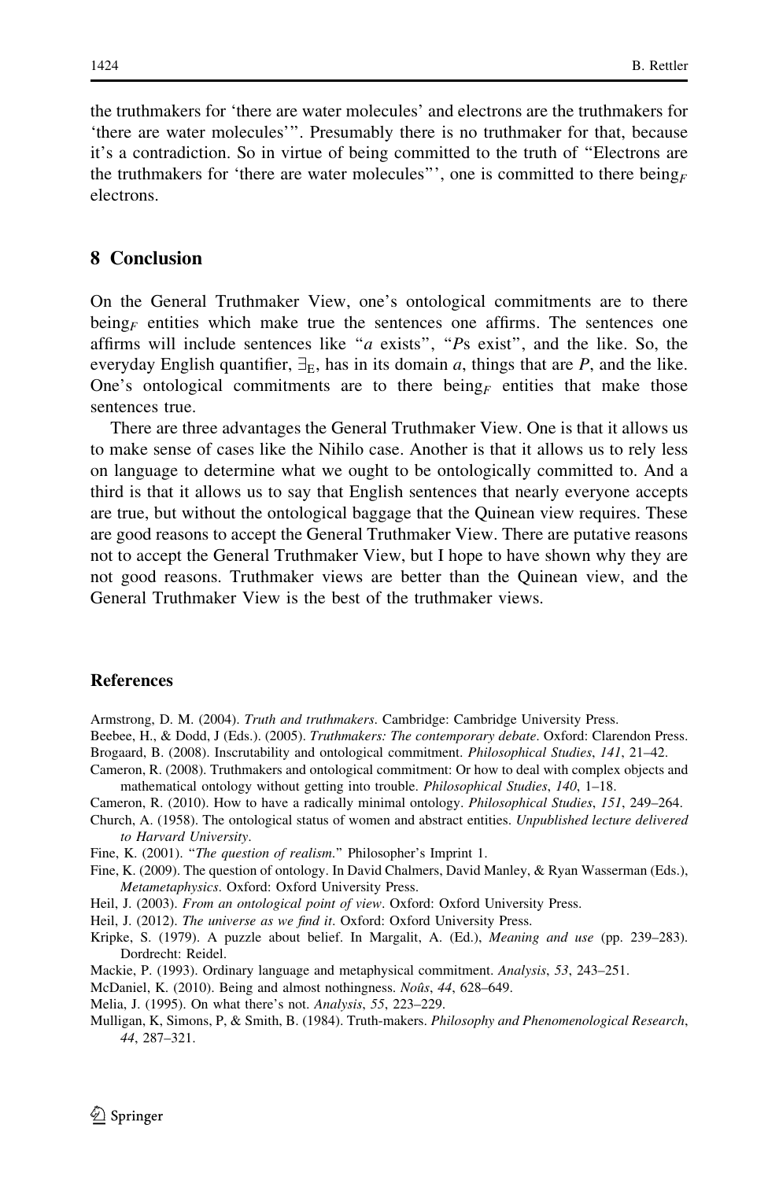the truthmakers for 'there are water molecules' and electrons are the truthmakers for 'there are water molecules'". Presumably there is no truthmaker for that, because it's a contradiction. So in virtue of being committed to the truth of "Electrons are the truthmakers for 'there are water molecules"', one is committed to there being$_F$ electrons.

## 8 Conclusion

On the General Truthmaker View, one's ontological commitments are to there being$_F$ entities which make true the sentences one affirms. The sentences one affirms will include sentences like "*a* exists", "*P*s exist", and the like. So, the everyday English quantifier, $\exists_E$, has in its domain *a*, things that are *P*, and the like. One's ontological commitments are to there being$_F$ entities that make those sentences true.

There are three advantages the General Truthmaker View. One is that it allows us to make sense of cases like the Nihilo case. Another is that it allows us to rely less on language to determine what we ought to be ontologically committed to. And a third is that it allows us to say that English sentences that nearly everyone accepts are true, but without the ontological baggage that the Quinean view requires. These are good reasons to accept the General Truthmaker View. There are putative reasons not to accept the General Truthmaker View, but I hope to have shown why they are not good reasons. Truthmaker views are better than the Quinean view, and the General Truthmaker View is the best of the truthmaker views.

## References

Armstrong, D. M. (2004). *Truth and truthmakers*. Cambridge: Cambridge University Press.

Beebee, H., & Dodd, J (Eds.). (2005). *Truthmakers: The contemporary debate*. Oxford: Clarendon Press.

Brogaard, B. (2008). Inscrutability and ontological commitment. *Philosophical Studies*, *141*, 21–42.

Cameron, R. (2008). Truthmakers and ontological commitment: Or how to deal with complex objects and mathematical ontology without getting into trouble. *Philosophical Studies*, *140*, 1–18.

Cameron, R. (2010). How to have a radically minimal ontology. *Philosophical Studies*, *151*, 249–264.

Church, A. (1958). The ontological status of women and abstract entities. *Unpublished lecture delivered to Harvard University*.

Fine, K. (2001). "*The question of realism*." Philosopher's Imprint 1.

Fine, K. (2009). The question of ontology. In David Chalmers, David Manley, & Ryan Wasserman (Eds.), *Metametaphysics*. Oxford: Oxford University Press.

Heil, J. (2003). *From an ontological point of view*. Oxford: Oxford University Press.

Heil, J. (2012). *The universe as we find it*. Oxford: Oxford University Press.

Kripke, S. (1979). A puzzle about belief. In Margalit, A. (Ed.), *Meaning and use* (pp. 239–283). Dordrecht: Reidel.

Mackie, P. (1993). Ordinary language and metaphysical commitment. *Analysis*, *53*, 243–251.

McDaniel, K. (2010). Being and almost nothingness. *Noûs*, *44*, 628–649.

Melia, J. (1995). On what there's not. *Analysis*, *55*, 223–229.

Mulligan, K, Simons, P, & Smith, B. (1984). Truth-makers. *Philosophy and Phenomenological Research*, *44*, 287–321.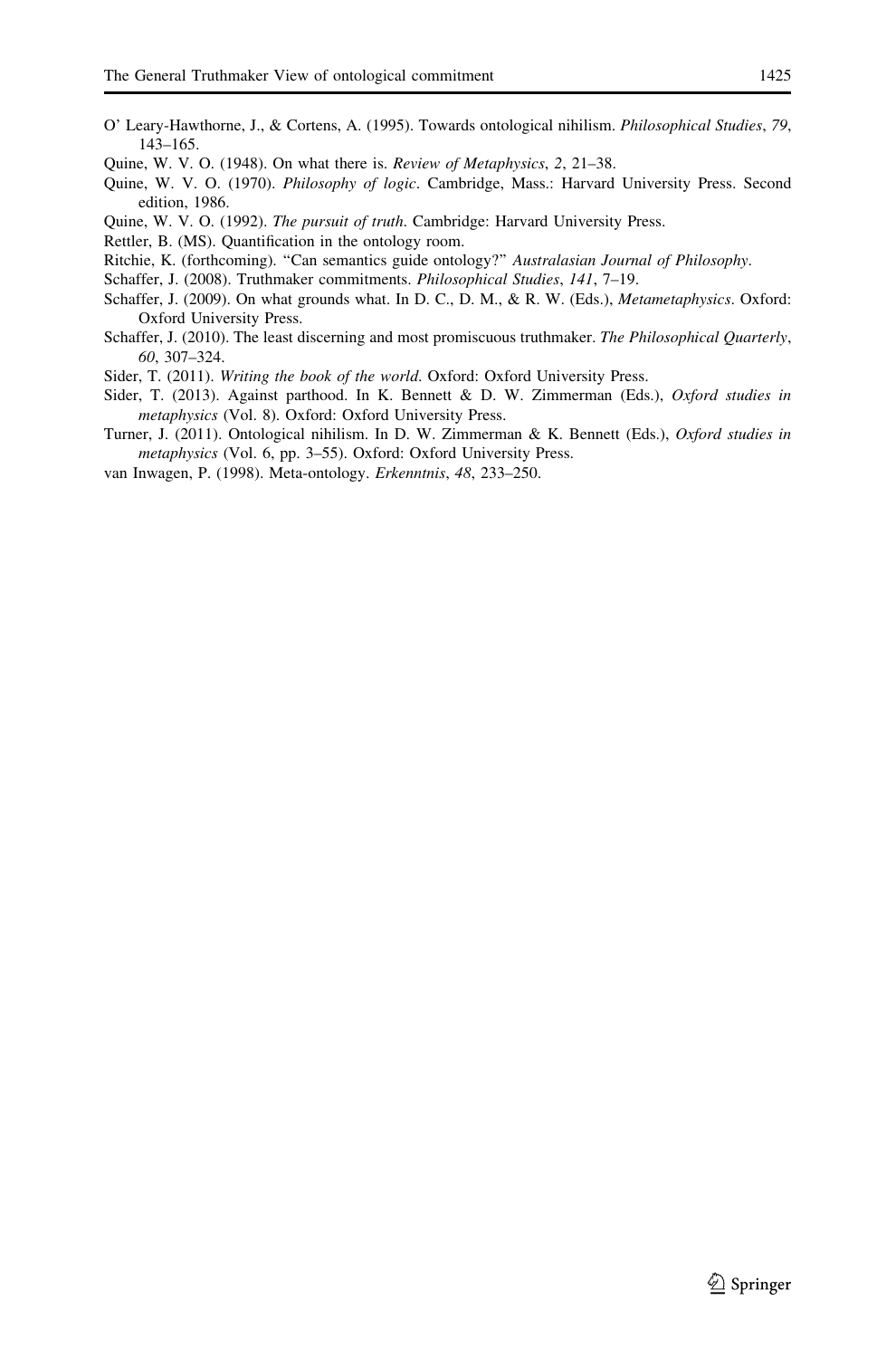O' Leary-Hawthorne, J., & Cortens, A. (1995). Towards ontological nihilism. *Philosophical Studies*, *79*, 143–165.

Quine, W. V. O. (1948). On what there is. *Review of Metaphysics*, *2*, 21–38.

Quine, W. V. O. (1970). *Philosophy of logic*. Cambridge, Mass.: Harvard University Press. Second edition, 1986.

Quine, W. V. O. (1992). *The pursuit of truth*. Cambridge: Harvard University Press.

Rettler, B. (MS). Quantification in the ontology room.

Ritchie, K. (forthcoming). "Can semantics guide ontology?" *Australasian Journal of Philosophy*.

Schaffer, J. (2008). Truthmaker commitments. *Philosophical Studies*, *141*, 7–19.

Schaffer, J. (2009). On what grounds what. In D. C., D. M., & R. W. (Eds.), *Metametaphysics*. Oxford: Oxford University Press.

Schaffer, J. (2010). The least discerning and most promiscuous truthmaker. *The Philosophical Quarterly*, *60*, 307–324.

Sider, T. (2011). *Writing the book of the world*. Oxford: Oxford University Press.

Sider, T. (2013). Against parthood. In K. Bennett & D. W. Zimmerman (Eds.), *Oxford studies in metaphysics* (Vol. 8). Oxford: Oxford University Press.

Turner, J. (2011). Ontological nihilism. In D. W. Zimmerman & K. Bennett (Eds.), *Oxford studies in metaphysics* (Vol. 6, pp. 3–55). Oxford: Oxford University Press.

van Inwagen, P. (1998). Meta-ontology. *Erkenntnis*, *48*, 233–250.